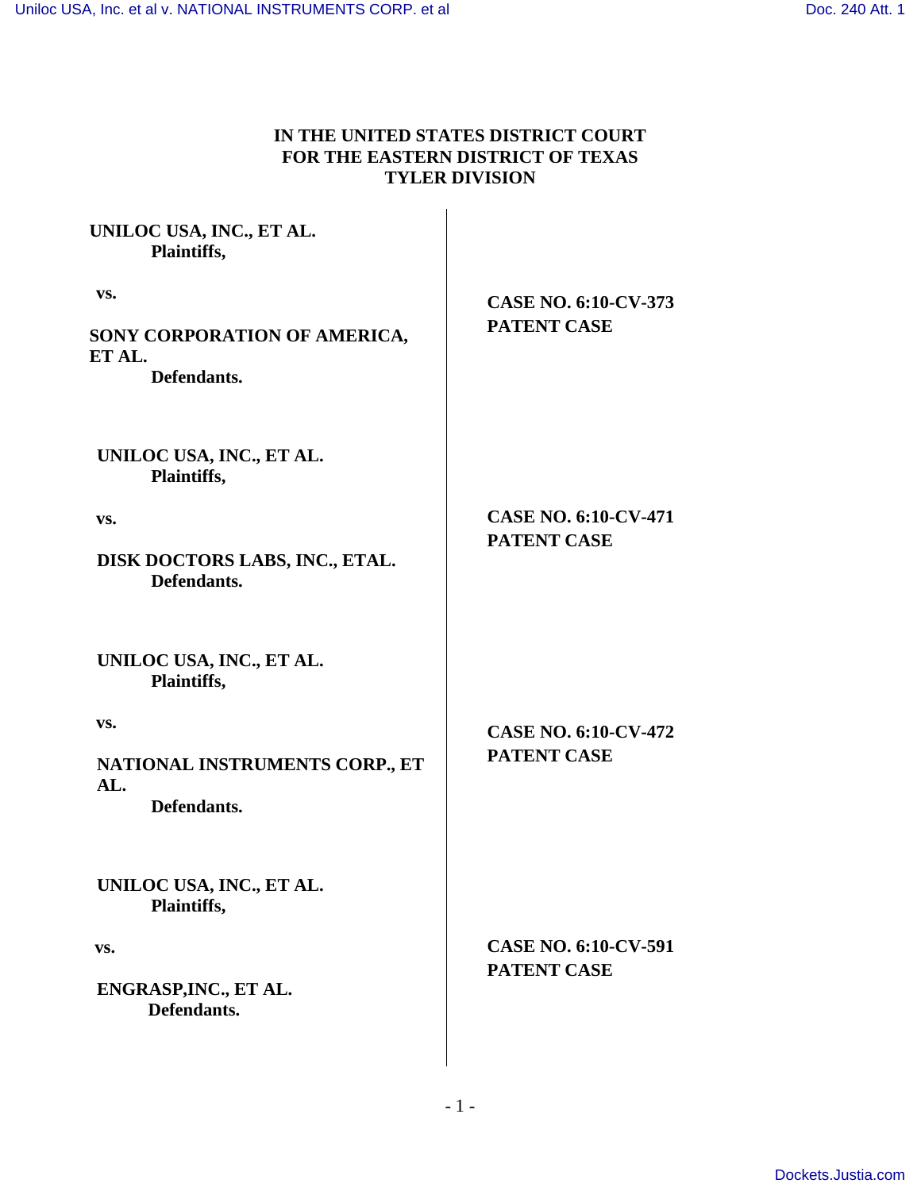**IN THE UNITED STATES DISTRICT COURT**
**FOR THE EASTERN DISTRICT OF TEXAS**
**TYLER DIVISION**

| | |
|---|---|
| **UNILOC USA, INC., ET AL.**<br>**Plaintiffs,**<br><br>**vs.**<br><br>**SONY CORPORATION OF AMERICA, ET AL.**<br>**Defendants.** | **CASE NO. 6:10-CV-373**<br>**PATENT CASE** |
| **UNILOC USA, INC., ET AL.**<br>**Plaintiffs,**<br><br>**vs.**<br><br>**DISK DOCTORS LABS, INC., ETAL.**<br>**Defendants.** | **CASE NO. 6:10-CV-471**<br>**PATENT CASE** |
| **UNILOC USA, INC., ET AL.**<br>**Plaintiffs,**<br><br>**vs.**<br><br>**NATIONAL INSTRUMENTS CORP., ET AL.**<br>**Defendants.** | **CASE NO. 6:10-CV-472**<br>**PATENT CASE** |
| **UNILOC USA, INC., ET AL.**<br>**Plaintiffs,**<br><br>**vs.**<br><br>**ENGRASP,INC., ET AL.**<br>**Defendants.** | **CASE NO. 6:10-CV-591**<br>**PATENT CASE** |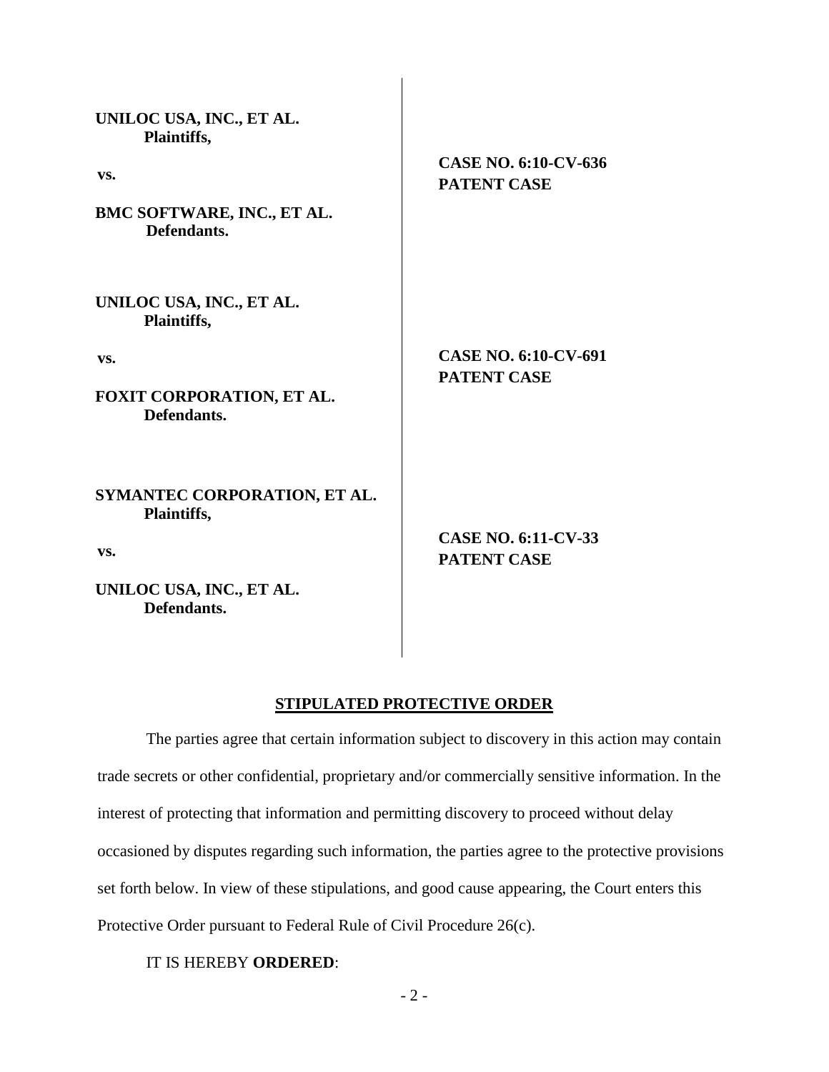| | |
|---|---|
| **UNILOC USA, INC., ET AL.**<br>**Plaintiffs,**<br><br>**vs.**<br><br>**BMC SOFTWARE, INC., ET AL.**<br>**Defendants.** | **CASE NO. 6:10-CV-636**<br>**PATENT CASE** |
| **UNILOC USA, INC., ET AL.**<br>**Plaintiffs,**<br><br>**vs.**<br><br>**FOXIT CORPORATION, ET AL.**<br>**Defendants.** | **CASE NO. 6:10-CV-691**<br>**PATENT CASE** |
| **SYMANTEC CORPORATION, ET AL.**<br>**Plaintiffs,**<br><br>**vs.**<br><br>**UNILOC USA, INC., ET AL.**<br>**Defendants.** | **CASE NO. 6:11-CV-33**<br>**PATENT CASE** |

## STIPULATED PROTECTIVE ORDER

The parties agree that certain information subject to discovery in this action may contain trade secrets or other confidential, proprietary and/or commercially sensitive information. In the interest of protecting that information and permitting discovery to proceed without delay occasioned by disputes regarding such information, the parties agree to the protective provisions set forth below. In view of these stipulations, and good cause appearing, the Court enters this Protective Order pursuant to Federal Rule of Civil Procedure 26(c).

IT IS HEREBY **ORDERED**: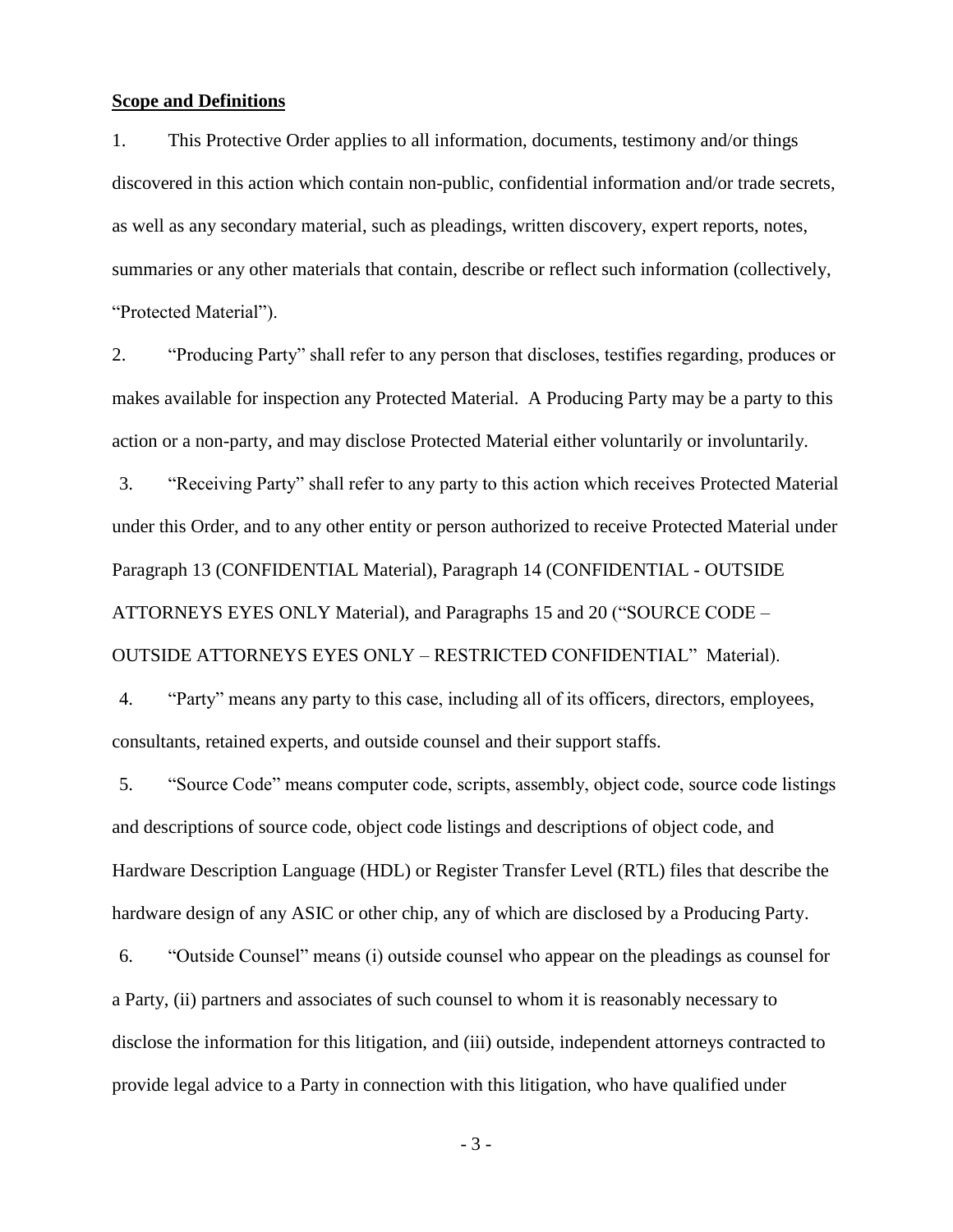**Scope and Definitions**

1. This Protective Order applies to all information, documents, testimony and/or things discovered in this action which contain non-public, confidential information and/or trade secrets, as well as any secondary material, such as pleadings, written discovery, expert reports, notes, summaries or any other materials that contain, describe or reflect such information (collectively, "Protected Material").

2. "Producing Party" shall refer to any person that discloses, testifies regarding, produces or makes available for inspection any Protected Material. A Producing Party may be a party to this action or a non-party, and may disclose Protected Material either voluntarily or involuntarily.

3. "Receiving Party" shall refer to any party to this action which receives Protected Material under this Order, and to any other entity or person authorized to receive Protected Material under Paragraph 13 (CONFIDENTIAL Material), Paragraph 14 (CONFIDENTIAL - OUTSIDE ATTORNEYS EYES ONLY Material), and Paragraphs 15 and 20 ("SOURCE CODE – OUTSIDE ATTORNEYS EYES ONLY – RESTRICTED CONFIDENTIAL" Material).

4. "Party" means any party to this case, including all of its officers, directors, employees, consultants, retained experts, and outside counsel and their support staffs.

5. "Source Code" means computer code, scripts, assembly, object code, source code listings and descriptions of source code, object code listings and descriptions of object code, and Hardware Description Language (HDL) or Register Transfer Level (RTL) files that describe the hardware design of any ASIC or other chip, any of which are disclosed by a Producing Party.

6. "Outside Counsel" means (i) outside counsel who appear on the pleadings as counsel for a Party, (ii) partners and associates of such counsel to whom it is reasonably necessary to disclose the information for this litigation, and (iii) outside, independent attorneys contracted to provide legal advice to a Party in connection with this litigation, who have qualified under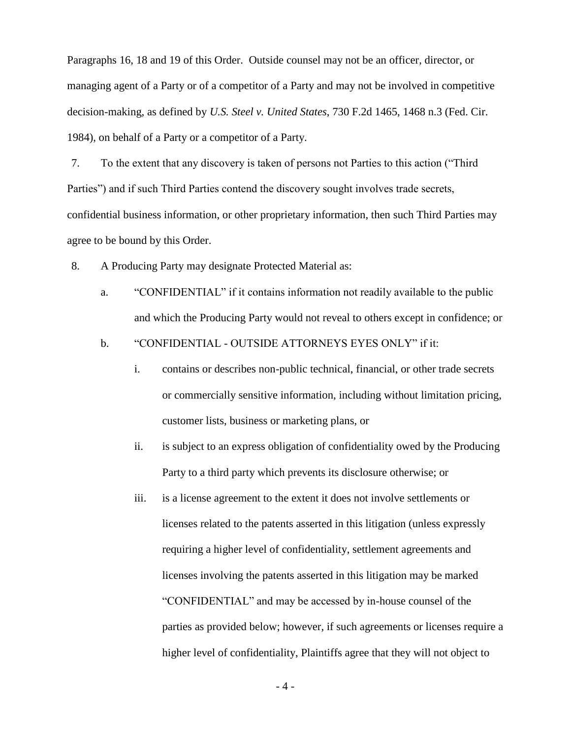Paragraphs 16, 18 and 19 of this Order. Outside counsel may not be an officer, director, or managing agent of a Party or of a competitor of a Party and may not be involved in competitive decision-making, as defined by *U.S. Steel v. United States*, 730 F.2d 1465, 1468 n.3 (Fed. Cir. 1984), on behalf of a Party or a competitor of a Party.

7. To the extent that any discovery is taken of persons not Parties to this action ("Third Parties") and if such Third Parties contend the discovery sought involves trade secrets, confidential business information, or other proprietary information, then such Third Parties may agree to be bound by this Order.

8. A Producing Party may designate Protected Material as:

   a. "CONFIDENTIAL" if it contains information not readily available to the public and which the Producing Party would not reveal to others except in confidence; or

   b. "CONFIDENTIAL - OUTSIDE ATTORNEYS EYES ONLY" if it:

      i. contains or describes non-public technical, financial, or other trade secrets or commercially sensitive information, including without limitation pricing, customer lists, business or marketing plans, or

      ii. is subject to an express obligation of confidentiality owed by the Producing Party to a third party which prevents its disclosure otherwise; or

      iii. is a license agreement to the extent it does not involve settlements or licenses related to the patents asserted in this litigation (unless expressly requiring a higher level of confidentiality, settlement agreements and licenses involving the patents asserted in this litigation may be marked "CONFIDENTIAL" and may be accessed by in-house counsel of the parties as provided below; however, if such agreements or licenses require a higher level of confidentiality, Plaintiffs agree that they will not object to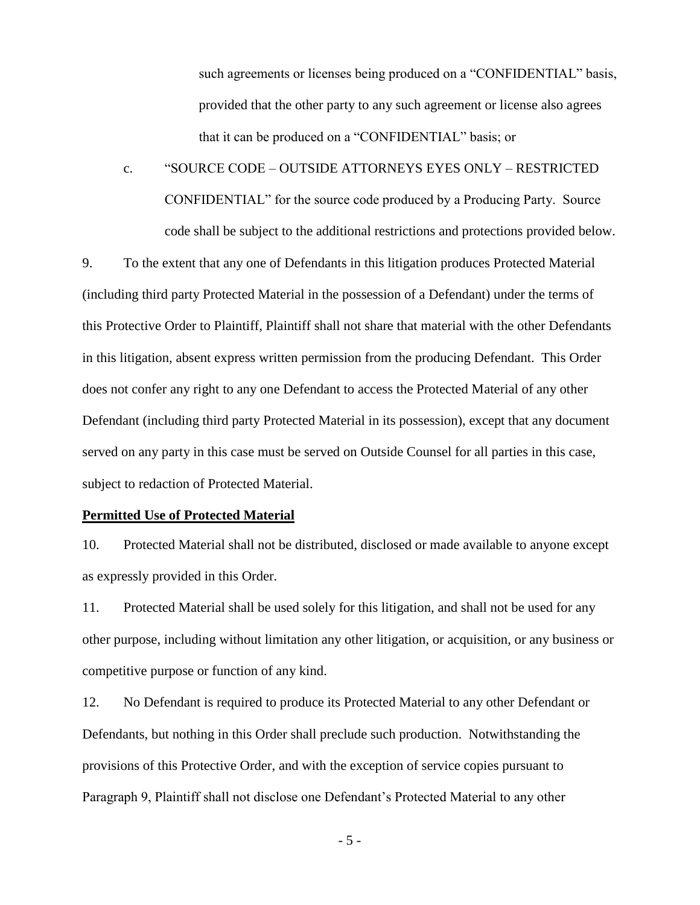such agreements or licenses being produced on a "CONFIDENTIAL" basis, provided that the other party to any such agreement or license also agrees that it can be produced on a "CONFIDENTIAL" basis; or

c. "SOURCE CODE – OUTSIDE ATTORNEYS EYES ONLY – RESTRICTED CONFIDENTIAL" for the source code produced by a Producing Party. Source code shall be subject to the additional restrictions and protections provided below.

9. To the extent that any one of Defendants in this litigation produces Protected Material (including third party Protected Material in the possession of a Defendant) under the terms of this Protective Order to Plaintiff, Plaintiff shall not share that material with the other Defendants in this litigation, absent express written permission from the producing Defendant. This Order does not confer any right to any one Defendant to access the Protected Material of any other Defendant (including third party Protected Material in its possession), except that any document served on any party in this case must be served on Outside Counsel for all parties in this case, subject to redaction of Protected Material.

**Permitted Use of Protected Material**

10. Protected Material shall not be distributed, disclosed or made available to anyone except as expressly provided in this Order.

11. Protected Material shall be used solely for this litigation, and shall not be used for any other purpose, including without limitation any other litigation, or acquisition, or any business or competitive purpose or function of any kind.

12. No Defendant is required to produce its Protected Material to any other Defendant or Defendants, but nothing in this Order shall preclude such production. Notwithstanding the provisions of this Protective Order, and with the exception of service copies pursuant to Paragraph 9, Plaintiff shall not disclose one Defendant's Protected Material to any other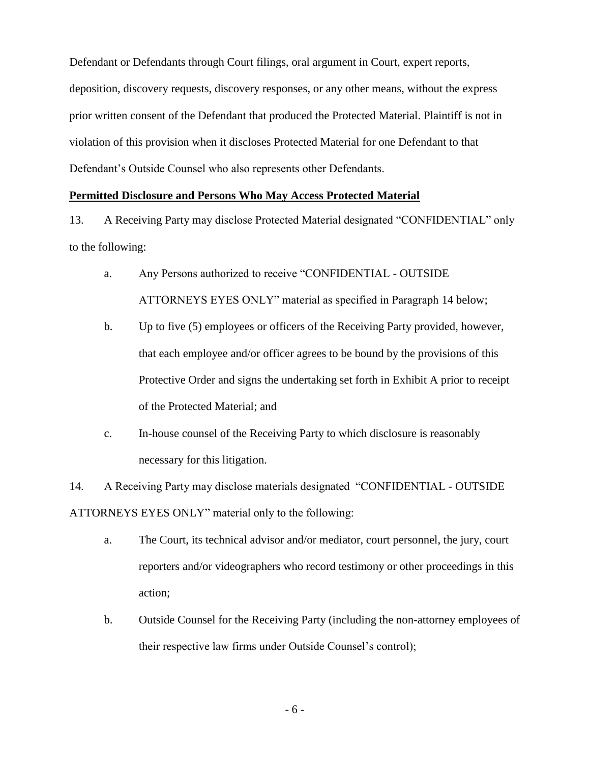Defendant or Defendants through Court filings, oral argument in Court, expert reports, deposition, discovery requests, discovery responses, or any other means, without the express prior written consent of the Defendant that produced the Protected Material. Plaintiff is not in violation of this provision when it discloses Protected Material for one Defendant to that Defendant's Outside Counsel who also represents other Defendants.

**Permitted Disclosure and Persons Who May Access Protected Material**

13. A Receiving Party may disclose Protected Material designated "CONFIDENTIAL" only to the following:

   a. Any Persons authorized to receive "CONFIDENTIAL - OUTSIDE ATTORNEYS EYES ONLY" material as specified in Paragraph 14 below;

   b. Up to five (5) employees or officers of the Receiving Party provided, however, that each employee and/or officer agrees to be bound by the provisions of this Protective Order and signs the undertaking set forth in Exhibit A prior to receipt of the Protected Material; and

   c. In-house counsel of the Receiving Party to which disclosure is reasonably necessary for this litigation.

14. A Receiving Party may disclose materials designated "CONFIDENTIAL - OUTSIDE ATTORNEYS EYES ONLY" material only to the following:

   a. The Court, its technical advisor and/or mediator, court personnel, the jury, court reporters and/or videographers who record testimony or other proceedings in this action;

   b. Outside Counsel for the Receiving Party (including the non-attorney employees of their respective law firms under Outside Counsel's control);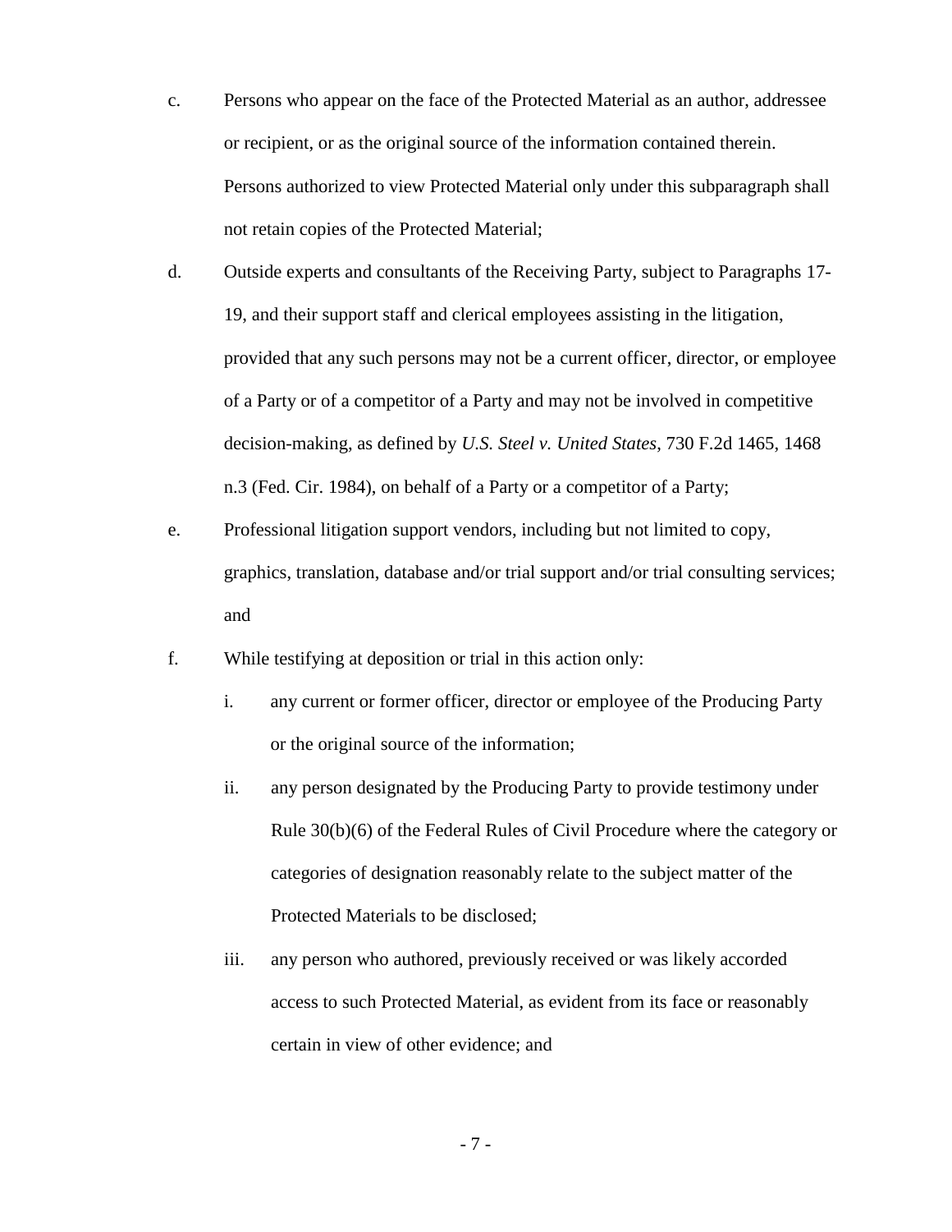c. Persons who appear on the face of the Protected Material as an author, addressee or recipient, or as the original source of the information contained therein. Persons authorized to view Protected Material only under this subparagraph shall not retain copies of the Protected Material;

d. Outside experts and consultants of the Receiving Party, subject to Paragraphs 17-19, and their support staff and clerical employees assisting in the litigation, provided that any such persons may not be a current officer, director, or employee of a Party or of a competitor of a Party and may not be involved in competitive decision-making, as defined by *U.S. Steel v. United States*, 730 F.2d 1465, 1468 n.3 (Fed. Cir. 1984), on behalf of a Party or a competitor of a Party;

e. Professional litigation support vendors, including but not limited to copy, graphics, translation, database and/or trial support and/or trial consulting services; and

f. While testifying at deposition or trial in this action only:

   i. any current or former officer, director or employee of the Producing Party or the original source of the information;

   ii. any person designated by the Producing Party to provide testimony under Rule 30(b)(6) of the Federal Rules of Civil Procedure where the category or categories of designation reasonably relate to the subject matter of the Protected Materials to be disclosed;

   iii. any person who authored, previously received or was likely accorded access to such Protected Material, as evident from its face or reasonably certain in view of other evidence; and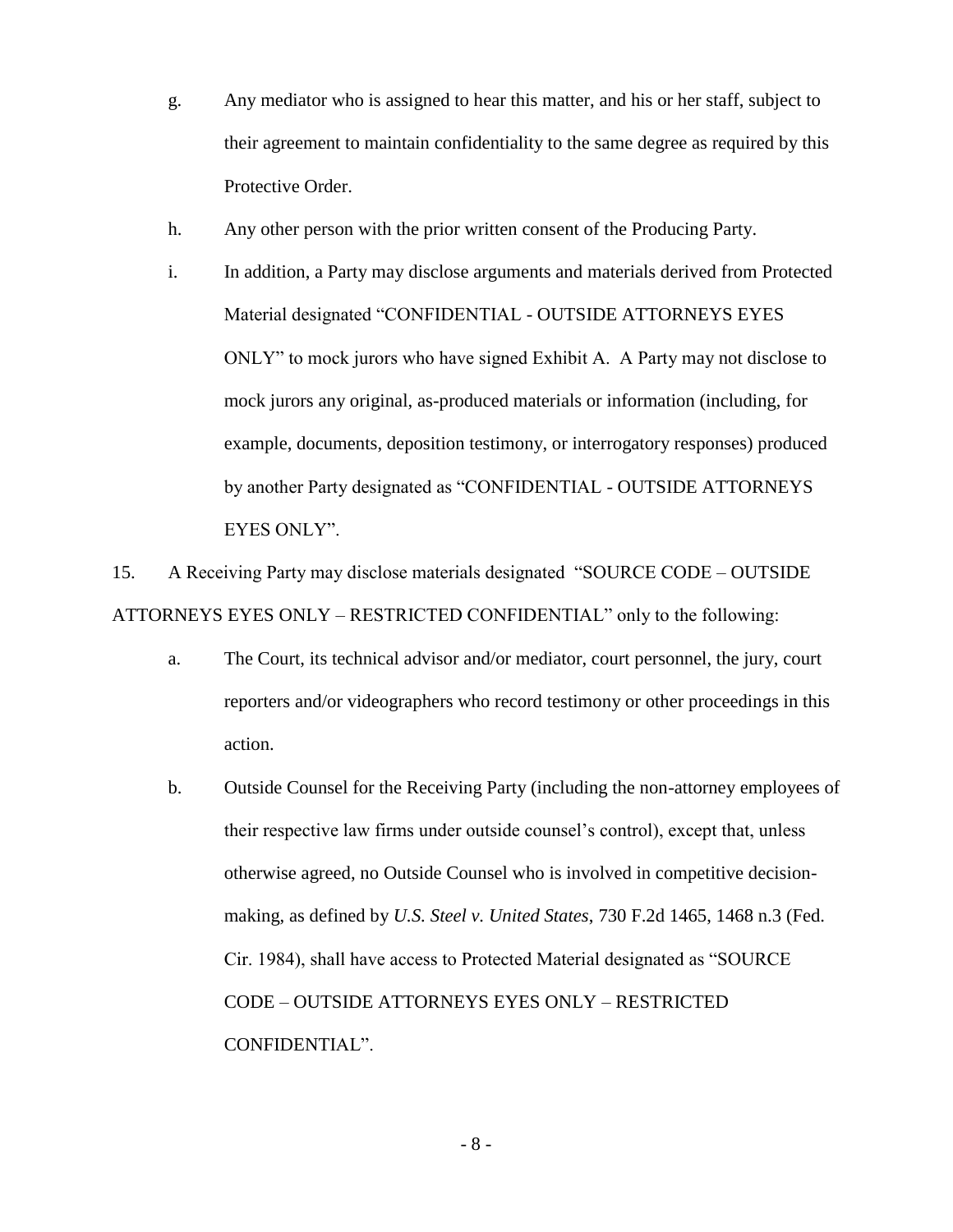g. Any mediator who is assigned to hear this matter, and his or her staff, subject to their agreement to maintain confidentiality to the same degree as required by this Protective Order.

h. Any other person with the prior written consent of the Producing Party.

i. In addition, a Party may disclose arguments and materials derived from Protected Material designated "CONFIDENTIAL - OUTSIDE ATTORNEYS EYES ONLY" to mock jurors who have signed Exhibit A. A Party may not disclose to mock jurors any original, as-produced materials or information (including, for example, documents, deposition testimony, or interrogatory responses) produced by another Party designated as "CONFIDENTIAL - OUTSIDE ATTORNEYS EYES ONLY".

15. A Receiving Party may disclose materials designated "SOURCE CODE – OUTSIDE ATTORNEYS EYES ONLY – RESTRICTED CONFIDENTIAL" only to the following:

a. The Court, its technical advisor and/or mediator, court personnel, the jury, court reporters and/or videographers who record testimony or other proceedings in this action.

b. Outside Counsel for the Receiving Party (including the non-attorney employees of their respective law firms under outside counsel's control), except that, unless otherwise agreed, no Outside Counsel who is involved in competitive decision-making, as defined by *U.S. Steel v. United States*, 730 F.2d 1465, 1468 n.3 (Fed. Cir. 1984), shall have access to Protected Material designated as "SOURCE CODE – OUTSIDE ATTORNEYS EYES ONLY – RESTRICTED CONFIDENTIAL".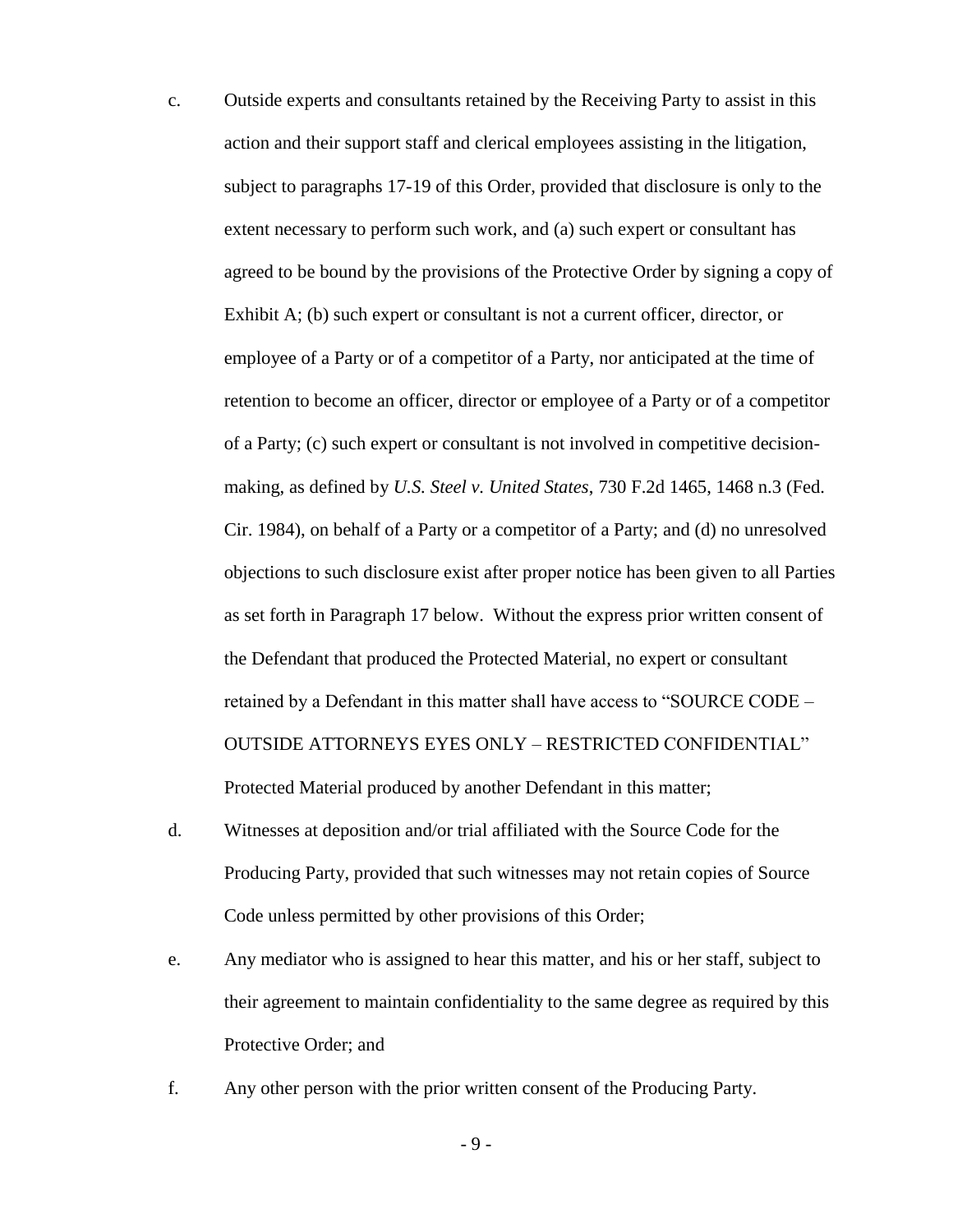c. Outside experts and consultants retained by the Receiving Party to assist in this action and their support staff and clerical employees assisting in the litigation, subject to paragraphs 17-19 of this Order, provided that disclosure is only to the extent necessary to perform such work, and (a) such expert or consultant has agreed to be bound by the provisions of the Protective Order by signing a copy of Exhibit A; (b) such expert or consultant is not a current officer, director, or employee of a Party or of a competitor of a Party, nor anticipated at the time of retention to become an officer, director or employee of a Party or of a competitor of a Party; (c) such expert or consultant is not involved in competitive decision-making, as defined by *U.S. Steel v. United States*, 730 F.2d 1465, 1468 n.3 (Fed. Cir. 1984), on behalf of a Party or a competitor of a Party; and (d) no unresolved objections to such disclosure exist after proper notice has been given to all Parties as set forth in Paragraph 17 below. Without the express prior written consent of the Defendant that produced the Protected Material, no expert or consultant retained by a Defendant in this matter shall have access to "SOURCE CODE – OUTSIDE ATTORNEYS EYES ONLY – RESTRICTED CONFIDENTIAL" Protected Material produced by another Defendant in this matter;

d. Witnesses at deposition and/or trial affiliated with the Source Code for the Producing Party, provided that such witnesses may not retain copies of Source Code unless permitted by other provisions of this Order;

e. Any mediator who is assigned to hear this matter, and his or her staff, subject to their agreement to maintain confidentiality to the same degree as required by this Protective Order; and

f. Any other person with the prior written consent of the Producing Party.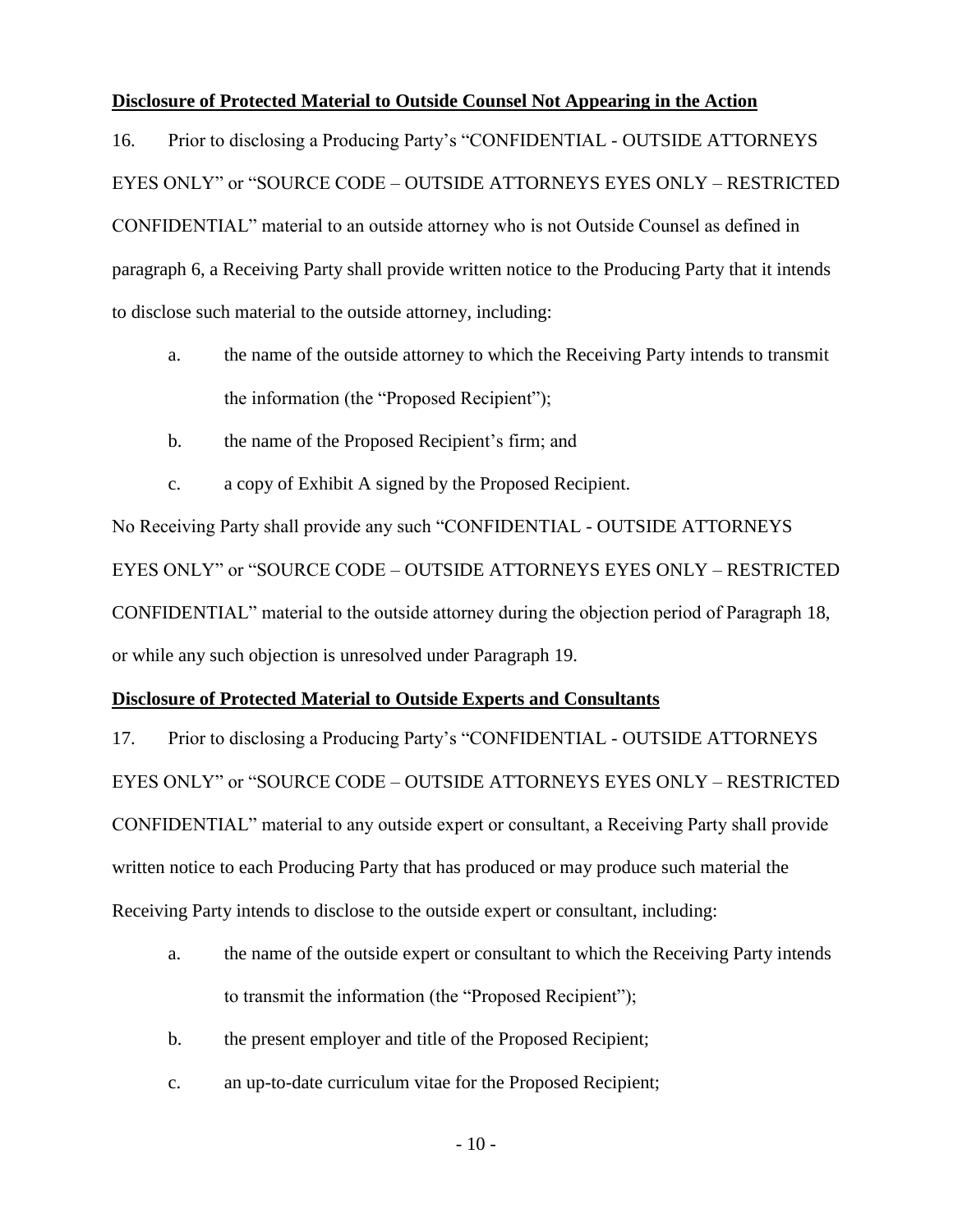**Disclosure of Protected Material to Outside Counsel Not Appearing in the Action**

16. Prior to disclosing a Producing Party's "CONFIDENTIAL - OUTSIDE ATTORNEYS EYES ONLY" or "SOURCE CODE – OUTSIDE ATTORNEYS EYES ONLY – RESTRICTED CONFIDENTIAL" material to an outside attorney who is not Outside Counsel as defined in paragraph 6, a Receiving Party shall provide written notice to the Producing Party that it intends to disclose such material to the outside attorney, including:

a. the name of the outside attorney to which the Receiving Party intends to transmit the information (the "Proposed Recipient");

b. the name of the Proposed Recipient's firm; and

c. a copy of Exhibit A signed by the Proposed Recipient.

No Receiving Party shall provide any such "CONFIDENTIAL - OUTSIDE ATTORNEYS EYES ONLY" or "SOURCE CODE – OUTSIDE ATTORNEYS EYES ONLY – RESTRICTED CONFIDENTIAL" material to the outside attorney during the objection period of Paragraph 18, or while any such objection is unresolved under Paragraph 19.

**Disclosure of Protected Material to Outside Experts and Consultants**

17. Prior to disclosing a Producing Party's "CONFIDENTIAL - OUTSIDE ATTORNEYS EYES ONLY" or "SOURCE CODE – OUTSIDE ATTORNEYS EYES ONLY – RESTRICTED CONFIDENTIAL" material to any outside expert or consultant, a Receiving Party shall provide written notice to each Producing Party that has produced or may produce such material the Receiving Party intends to disclose to the outside expert or consultant, including:

a. the name of the outside expert or consultant to which the Receiving Party intends to transmit the information (the "Proposed Recipient");

b. the present employer and title of the Proposed Recipient;

c. an up-to-date curriculum vitae for the Proposed Recipient;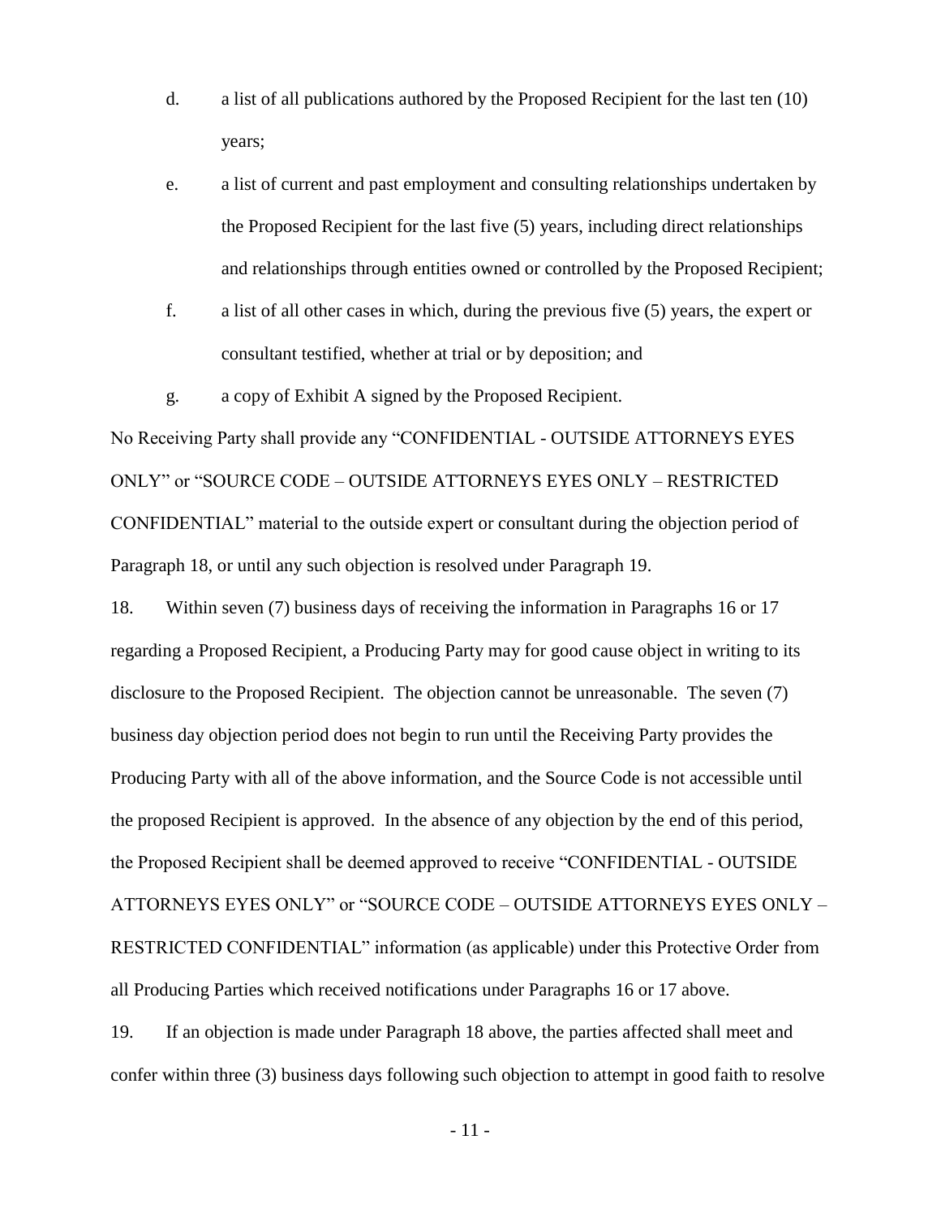d. a list of all publications authored by the Proposed Recipient for the last ten (10) years;

e. a list of current and past employment and consulting relationships undertaken by the Proposed Recipient for the last five (5) years, including direct relationships and relationships through entities owned or controlled by the Proposed Recipient;

f. a list of all other cases in which, during the previous five (5) years, the expert or consultant testified, whether at trial or by deposition; and

g. a copy of Exhibit A signed by the Proposed Recipient.

No Receiving Party shall provide any "CONFIDENTIAL - OUTSIDE ATTORNEYS EYES ONLY" or "SOURCE CODE – OUTSIDE ATTORNEYS EYES ONLY – RESTRICTED CONFIDENTIAL" material to the outside expert or consultant during the objection period of Paragraph 18, or until any such objection is resolved under Paragraph 19.

18. Within seven (7) business days of receiving the information in Paragraphs 16 or 17 regarding a Proposed Recipient, a Producing Party may for good cause object in writing to its disclosure to the Proposed Recipient. The objection cannot be unreasonable. The seven (7) business day objection period does not begin to run until the Receiving Party provides the Producing Party with all of the above information, and the Source Code is not accessible until the proposed Recipient is approved. In the absence of any objection by the end of this period, the Proposed Recipient shall be deemed approved to receive "CONFIDENTIAL - OUTSIDE ATTORNEYS EYES ONLY" or "SOURCE CODE – OUTSIDE ATTORNEYS EYES ONLY – RESTRICTED CONFIDENTIAL" information (as applicable) under this Protective Order from all Producing Parties which received notifications under Paragraphs 16 or 17 above.

19. If an objection is made under Paragraph 18 above, the parties affected shall meet and confer within three (3) business days following such objection to attempt in good faith to resolve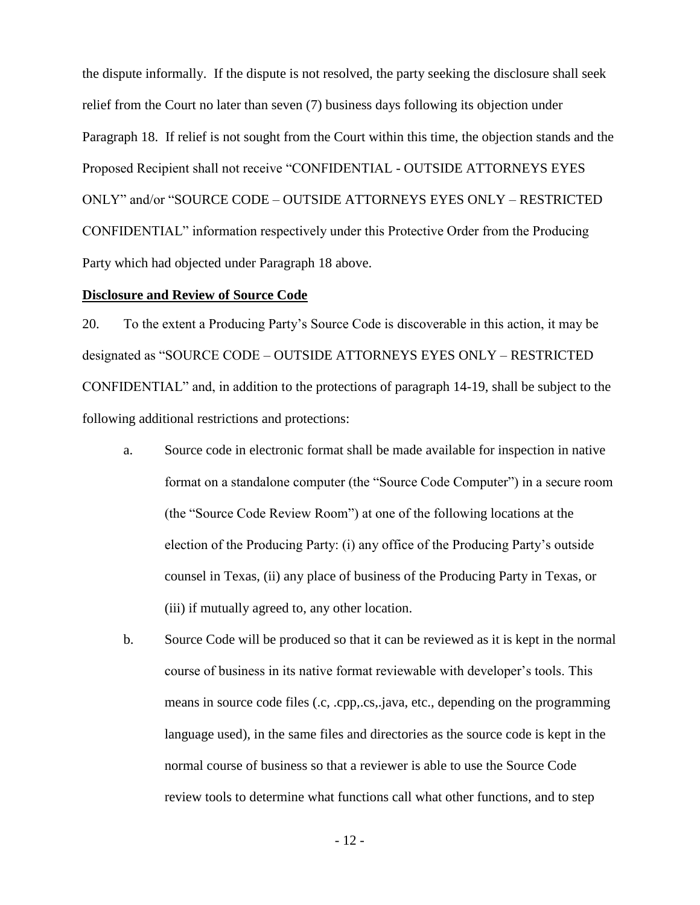the dispute informally. If the dispute is not resolved, the party seeking the disclosure shall seek relief from the Court no later than seven (7) business days following its objection under Paragraph 18. If relief is not sought from the Court within this time, the objection stands and the Proposed Recipient shall not receive "CONFIDENTIAL - OUTSIDE ATTORNEYS EYES ONLY" and/or "SOURCE CODE – OUTSIDE ATTORNEYS EYES ONLY – RESTRICTED CONFIDENTIAL" information respectively under this Protective Order from the Producing Party which had objected under Paragraph 18 above.

**Disclosure and Review of Source Code**

20. To the extent a Producing Party's Source Code is discoverable in this action, it may be designated as "SOURCE CODE – OUTSIDE ATTORNEYS EYES ONLY – RESTRICTED CONFIDENTIAL" and, in addition to the protections of paragraph 14-19, shall be subject to the following additional restrictions and protections:

a. Source code in electronic format shall be made available for inspection in native format on a standalone computer (the "Source Code Computer") in a secure room (the "Source Code Review Room") at one of the following locations at the election of the Producing Party: (i) any office of the Producing Party's outside counsel in Texas, (ii) any place of business of the Producing Party in Texas, or (iii) if mutually agreed to, any other location.

b. Source Code will be produced so that it can be reviewed as it is kept in the normal course of business in its native format reviewable with developer's tools. This means in source code files (.c, .cpp,.cs,.java, etc., depending on the programming language used), in the same files and directories as the source code is kept in the normal course of business so that a reviewer is able to use the Source Code review tools to determine what functions call what other functions, and to step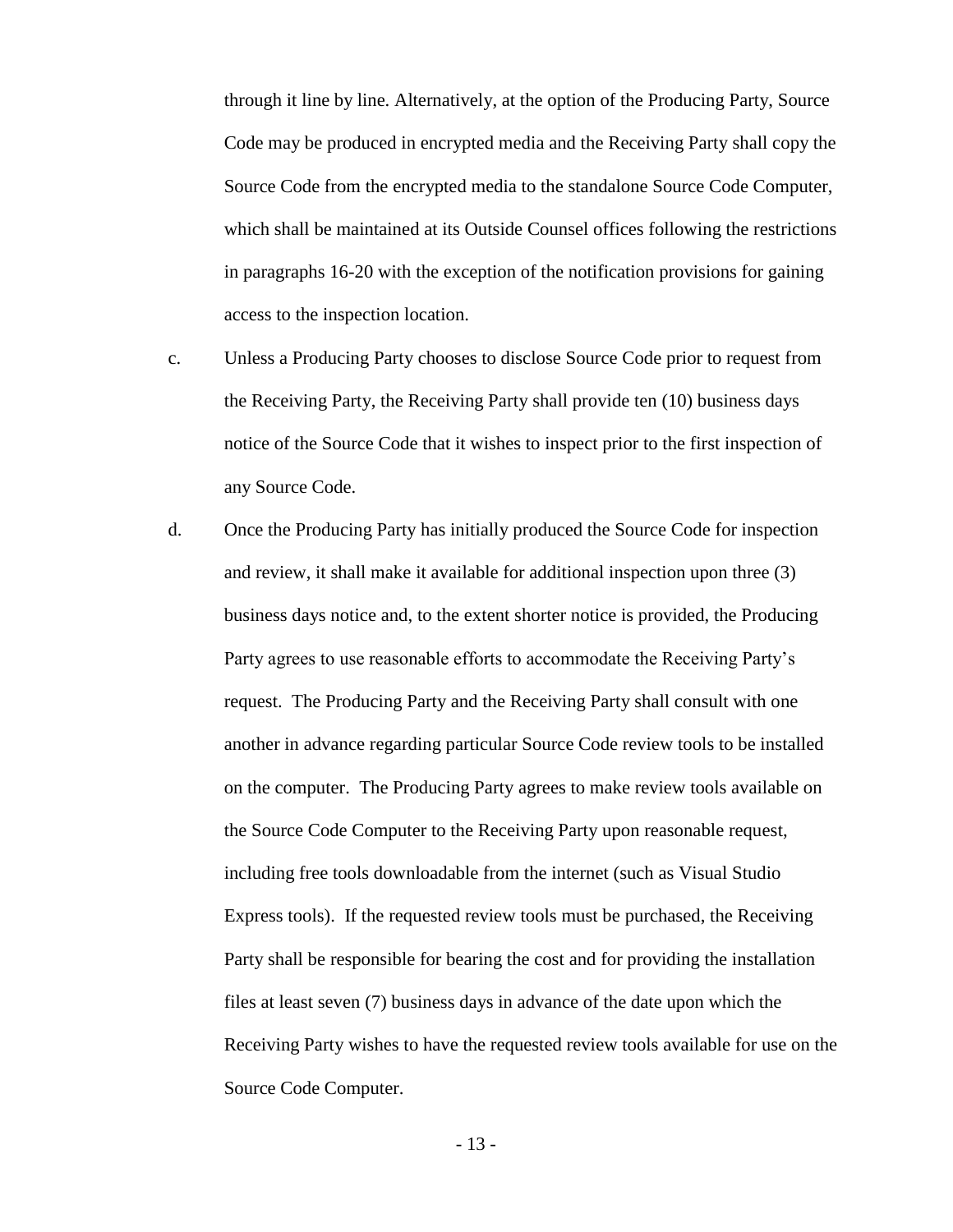through it line by line. Alternatively, at the option of the Producing Party, Source Code may be produced in encrypted media and the Receiving Party shall copy the Source Code from the encrypted media to the standalone Source Code Computer, which shall be maintained at its Outside Counsel offices following the restrictions in paragraphs 16-20 with the exception of the notification provisions for gaining access to the inspection location.

c. Unless a Producing Party chooses to disclose Source Code prior to request from the Receiving Party, the Receiving Party shall provide ten (10) business days notice of the Source Code that it wishes to inspect prior to the first inspection of any Source Code.

d. Once the Producing Party has initially produced the Source Code for inspection and review, it shall make it available for additional inspection upon three (3) business days notice and, to the extent shorter notice is provided, the Producing Party agrees to use reasonable efforts to accommodate the Receiving Party's request. The Producing Party and the Receiving Party shall consult with one another in advance regarding particular Source Code review tools to be installed on the computer. The Producing Party agrees to make review tools available on the Source Code Computer to the Receiving Party upon reasonable request, including free tools downloadable from the internet (such as Visual Studio Express tools). If the requested review tools must be purchased, the Receiving Party shall be responsible for bearing the cost and for providing the installation files at least seven (7) business days in advance of the date upon which the Receiving Party wishes to have the requested review tools available for use on the Source Code Computer.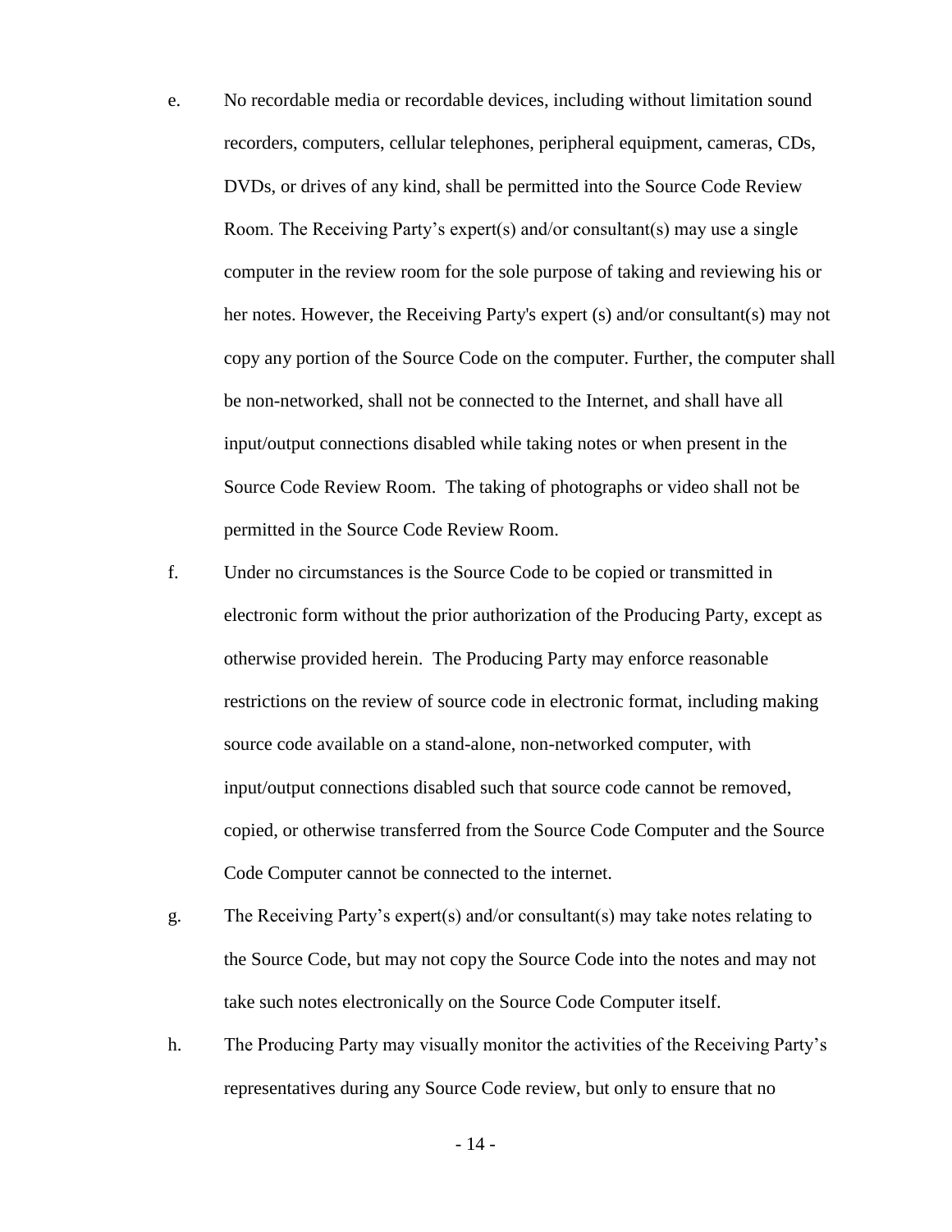e. No recordable media or recordable devices, including without limitation sound recorders, computers, cellular telephones, peripheral equipment, cameras, CDs, DVDs, or drives of any kind, shall be permitted into the Source Code Review Room. The Receiving Party's expert(s) and/or consultant(s) may use a single computer in the review room for the sole purpose of taking and reviewing his or her notes. However, the Receiving Party's expert (s) and/or consultant(s) may not copy any portion of the Source Code on the computer. Further, the computer shall be non-networked, shall not be connected to the Internet, and shall have all input/output connections disabled while taking notes or when present in the Source Code Review Room. The taking of photographs or video shall not be permitted in the Source Code Review Room.

f. Under no circumstances is the Source Code to be copied or transmitted in electronic form without the prior authorization of the Producing Party, except as otherwise provided herein. The Producing Party may enforce reasonable restrictions on the review of source code in electronic format, including making source code available on a stand-alone, non-networked computer, with input/output connections disabled such that source code cannot be removed, copied, or otherwise transferred from the Source Code Computer and the Source Code Computer cannot be connected to the internet.

g. The Receiving Party's expert(s) and/or consultant(s) may take notes relating to the Source Code, but may not copy the Source Code into the notes and may not take such notes electronically on the Source Code Computer itself.

h. The Producing Party may visually monitor the activities of the Receiving Party's representatives during any Source Code review, but only to ensure that no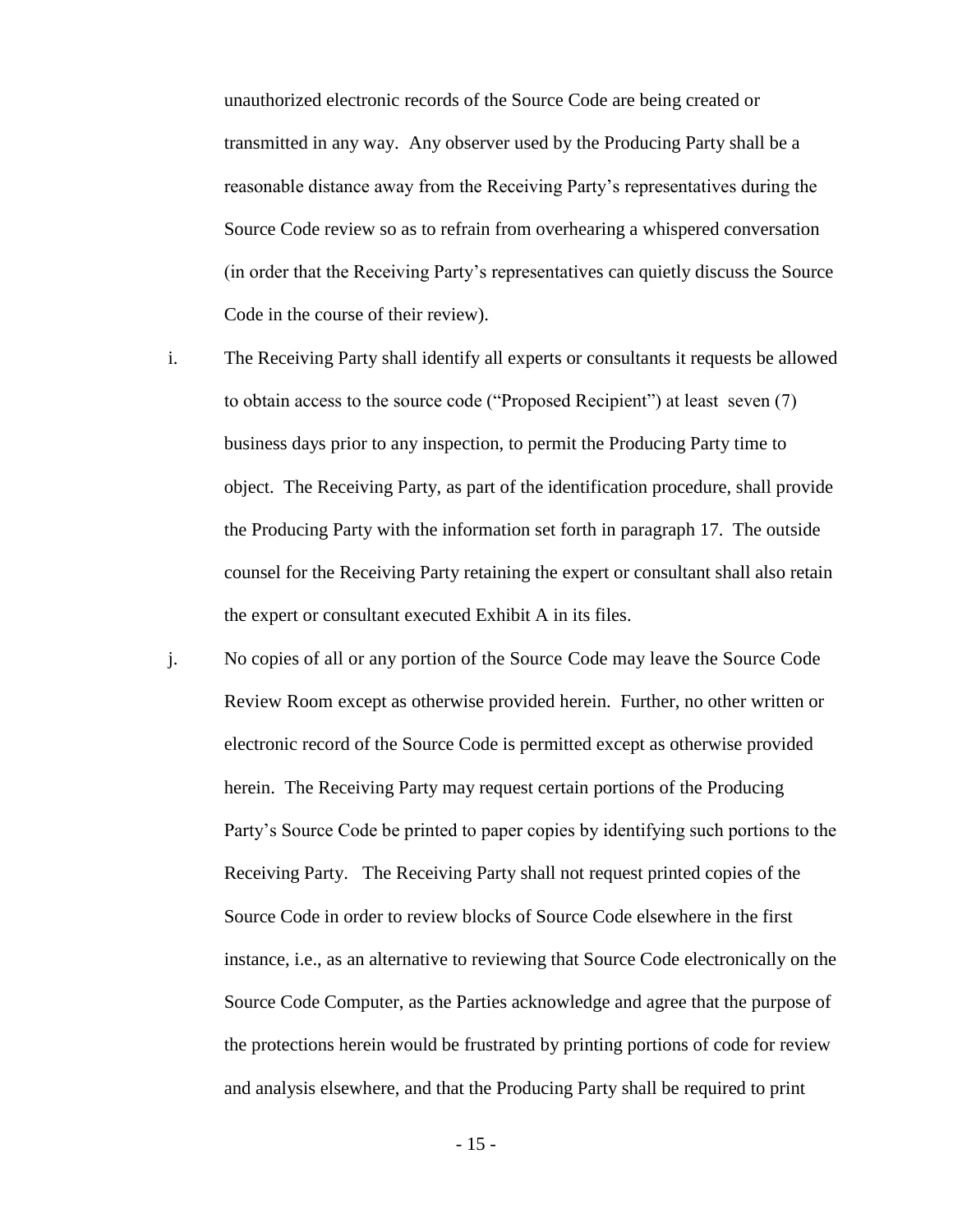unauthorized electronic records of the Source Code are being created or transmitted in any way. Any observer used by the Producing Party shall be a reasonable distance away from the Receiving Party's representatives during the Source Code review so as to refrain from overhearing a whispered conversation (in order that the Receiving Party's representatives can quietly discuss the Source Code in the course of their review).

i. The Receiving Party shall identify all experts or consultants it requests be allowed to obtain access to the source code ("Proposed Recipient") at least seven (7) business days prior to any inspection, to permit the Producing Party time to object. The Receiving Party, as part of the identification procedure, shall provide the Producing Party with the information set forth in paragraph 17. The outside counsel for the Receiving Party retaining the expert or consultant shall also retain the expert or consultant executed Exhibit A in its files.

j. No copies of all or any portion of the Source Code may leave the Source Code Review Room except as otherwise provided herein. Further, no other written or electronic record of the Source Code is permitted except as otherwise provided herein. The Receiving Party may request certain portions of the Producing Party's Source Code be printed to paper copies by identifying such portions to the Receiving Party. The Receiving Party shall not request printed copies of the Source Code in order to review blocks of Source Code elsewhere in the first instance, i.e., as an alternative to reviewing that Source Code electronically on the Source Code Computer, as the Parties acknowledge and agree that the purpose of the protections herein would be frustrated by printing portions of code for review and analysis elsewhere, and that the Producing Party shall be required to print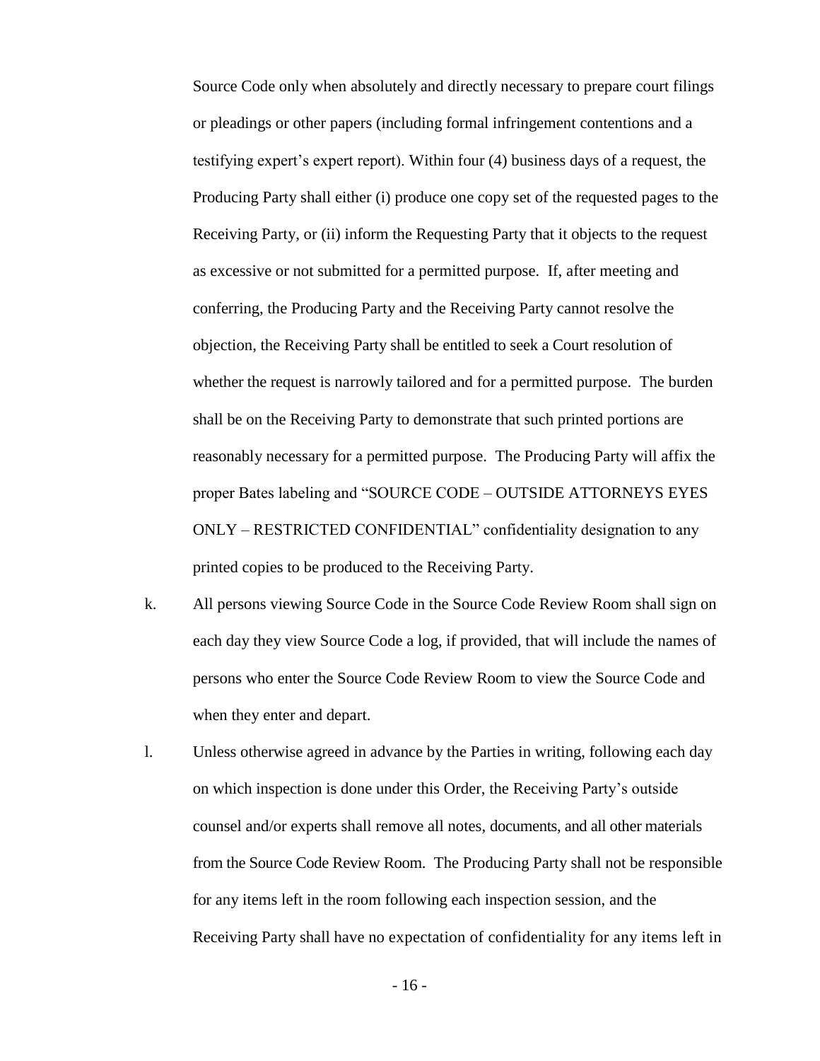Source Code only when absolutely and directly necessary to prepare court filings or pleadings or other papers (including formal infringement contentions and a testifying expert's expert report). Within four (4) business days of a request, the Producing Party shall either (i) produce one copy set of the requested pages to the Receiving Party, or (ii) inform the Requesting Party that it objects to the request as excessive or not submitted for a permitted purpose. If, after meeting and conferring, the Producing Party and the Receiving Party cannot resolve the objection, the Receiving Party shall be entitled to seek a Court resolution of whether the request is narrowly tailored and for a permitted purpose. The burden shall be on the Receiving Party to demonstrate that such printed portions are reasonably necessary for a permitted purpose. The Producing Party will affix the proper Bates labeling and "SOURCE CODE – OUTSIDE ATTORNEYS EYES ONLY – RESTRICTED CONFIDENTIAL" confidentiality designation to any printed copies to be produced to the Receiving Party.

k. All persons viewing Source Code in the Source Code Review Room shall sign on each day they view Source Code a log, if provided, that will include the names of persons who enter the Source Code Review Room to view the Source Code and when they enter and depart.

l. Unless otherwise agreed in advance by the Parties in writing, following each day on which inspection is done under this Order, the Receiving Party's outside counsel and/or experts shall remove all notes, documents, and all other materials from the Source Code Review Room. The Producing Party shall not be responsible for any items left in the room following each inspection session, and the Receiving Party shall have no expectation of confidentiality for any items left in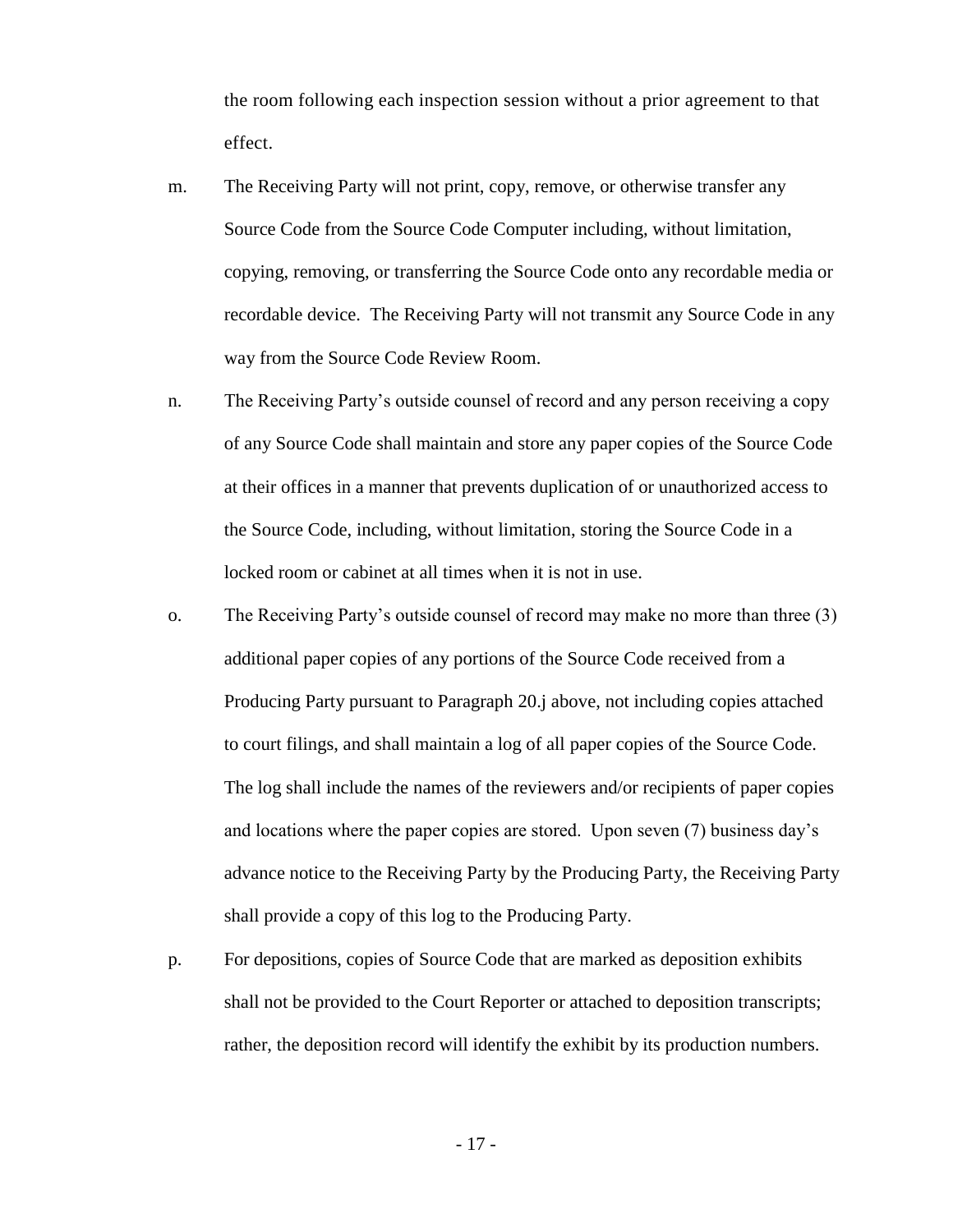the room following each inspection session without a prior agreement to that effect.

m. The Receiving Party will not print, copy, remove, or otherwise transfer any Source Code from the Source Code Computer including, without limitation, copying, removing, or transferring the Source Code onto any recordable media or recordable device. The Receiving Party will not transmit any Source Code in any way from the Source Code Review Room.

n. The Receiving Party's outside counsel of record and any person receiving a copy of any Source Code shall maintain and store any paper copies of the Source Code at their offices in a manner that prevents duplication of or unauthorized access to the Source Code, including, without limitation, storing the Source Code in a locked room or cabinet at all times when it is not in use.

o. The Receiving Party's outside counsel of record may make no more than three (3) additional paper copies of any portions of the Source Code received from a Producing Party pursuant to Paragraph 20.j above, not including copies attached to court filings, and shall maintain a log of all paper copies of the Source Code. The log shall include the names of the reviewers and/or recipients of paper copies and locations where the paper copies are stored. Upon seven (7) business day's advance notice to the Receiving Party by the Producing Party, the Receiving Party shall provide a copy of this log to the Producing Party.

p. For depositions, copies of Source Code that are marked as deposition exhibits shall not be provided to the Court Reporter or attached to deposition transcripts; rather, the deposition record will identify the exhibit by its production numbers.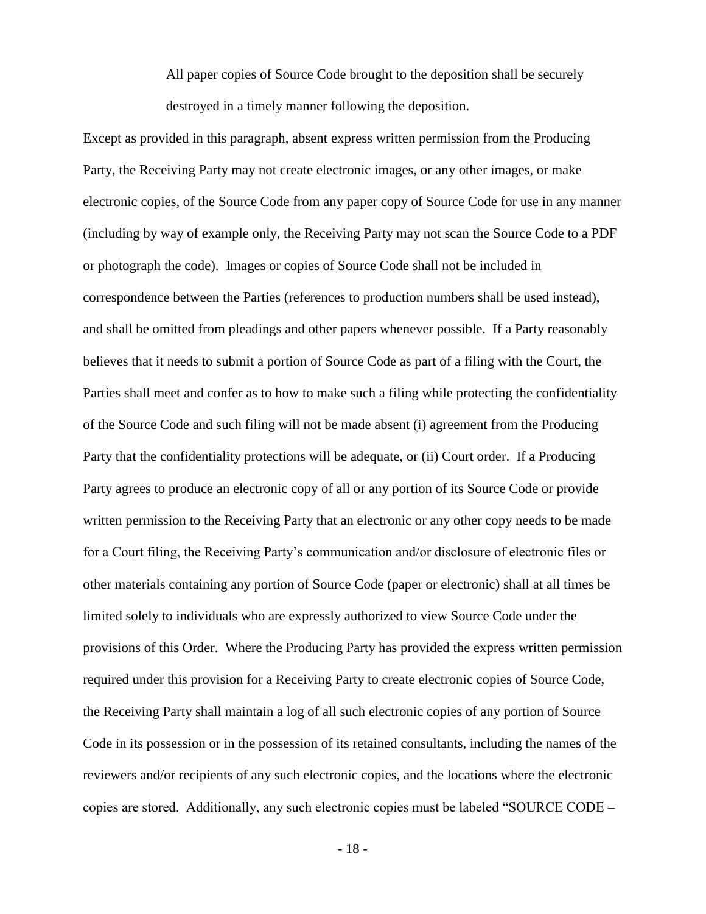All paper copies of Source Code brought to the deposition shall be securely destroyed in a timely manner following the deposition.

Except as provided in this paragraph, absent express written permission from the Producing Party, the Receiving Party may not create electronic images, or any other images, or make electronic copies, of the Source Code from any paper copy of Source Code for use in any manner (including by way of example only, the Receiving Party may not scan the Source Code to a PDF or photograph the code). Images or copies of Source Code shall not be included in correspondence between the Parties (references to production numbers shall be used instead), and shall be omitted from pleadings and other papers whenever possible. If a Party reasonably believes that it needs to submit a portion of Source Code as part of a filing with the Court, the Parties shall meet and confer as to how to make such a filing while protecting the confidentiality of the Source Code and such filing will not be made absent (i) agreement from the Producing Party that the confidentiality protections will be adequate, or (ii) Court order. If a Producing Party agrees to produce an electronic copy of all or any portion of its Source Code or provide written permission to the Receiving Party that an electronic or any other copy needs to be made for a Court filing, the Receiving Party's communication and/or disclosure of electronic files or other materials containing any portion of Source Code (paper or electronic) shall at all times be limited solely to individuals who are expressly authorized to view Source Code under the provisions of this Order. Where the Producing Party has provided the express written permission required under this provision for a Receiving Party to create electronic copies of Source Code, the Receiving Party shall maintain a log of all such electronic copies of any portion of Source Code in its possession or in the possession of its retained consultants, including the names of the reviewers and/or recipients of any such electronic copies, and the locations where the electronic copies are stored. Additionally, any such electronic copies must be labeled "SOURCE CODE –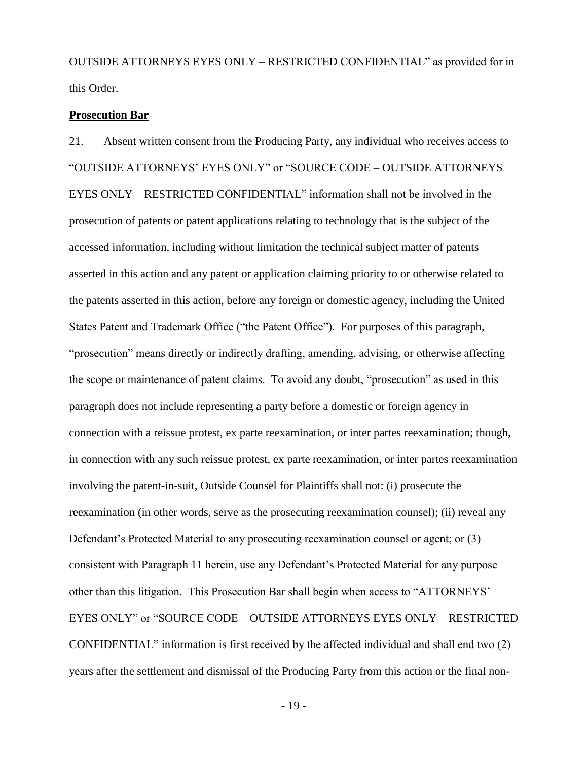OUTSIDE ATTORNEYS EYES ONLY – RESTRICTED CONFIDENTIAL" as provided for in this Order.

**Prosecution Bar**

21. Absent written consent from the Producing Party, any individual who receives access to "OUTSIDE ATTORNEYS' EYES ONLY" or "SOURCE CODE – OUTSIDE ATTORNEYS EYES ONLY – RESTRICTED CONFIDENTIAL" information shall not be involved in the prosecution of patents or patent applications relating to technology that is the subject of the accessed information, including without limitation the technical subject matter of patents asserted in this action and any patent or application claiming priority to or otherwise related to the patents asserted in this action, before any foreign or domestic agency, including the United States Patent and Trademark Office ("the Patent Office"). For purposes of this paragraph, "prosecution" means directly or indirectly drafting, amending, advising, or otherwise affecting the scope or maintenance of patent claims. To avoid any doubt, "prosecution" as used in this paragraph does not include representing a party before a domestic or foreign agency in connection with a reissue protest, ex parte reexamination, or inter partes reexamination; though, in connection with any such reissue protest, ex parte reexamination, or inter partes reexamination involving the patent-in-suit, Outside Counsel for Plaintiffs shall not: (i) prosecute the reexamination (in other words, serve as the prosecuting reexamination counsel); (ii) reveal any Defendant's Protected Material to any prosecuting reexamination counsel or agent; or (3) consistent with Paragraph 11 herein, use any Defendant's Protected Material for any purpose other than this litigation. This Prosecution Bar shall begin when access to "ATTORNEYS' EYES ONLY" or "SOURCE CODE – OUTSIDE ATTORNEYS EYES ONLY – RESTRICTED CONFIDENTIAL" information is first received by the affected individual and shall end two (2) years after the settlement and dismissal of the Producing Party from this action or the final non-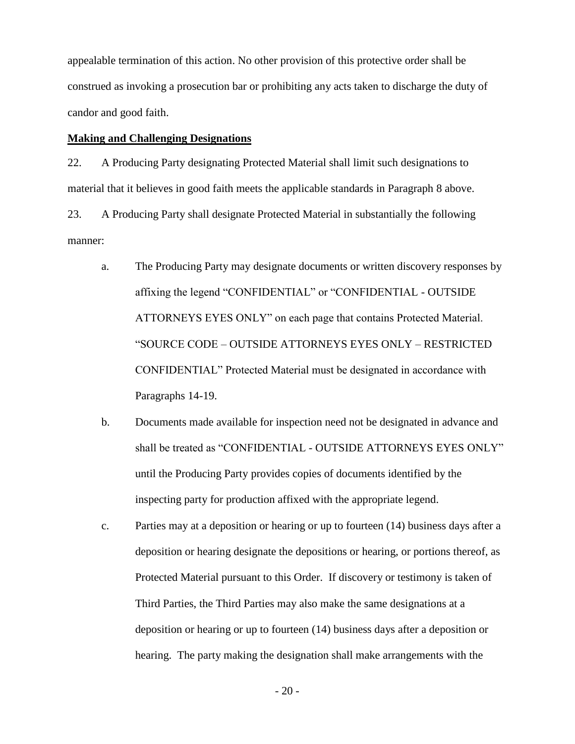appealable termination of this action. No other provision of this protective order shall be construed as invoking a prosecution bar or prohibiting any acts taken to discharge the duty of candor and good faith.

**Making and Challenging Designations**

22. A Producing Party designating Protected Material shall limit such designations to material that it believes in good faith meets the applicable standards in Paragraph 8 above.

23. A Producing Party shall designate Protected Material in substantially the following manner:

   a. The Producing Party may designate documents or written discovery responses by affixing the legend "CONFIDENTIAL" or "CONFIDENTIAL - OUTSIDE ATTORNEYS EYES ONLY" on each page that contains Protected Material. "SOURCE CODE – OUTSIDE ATTORNEYS EYES ONLY – RESTRICTED CONFIDENTIAL" Protected Material must be designated in accordance with Paragraphs 14-19.

   b. Documents made available for inspection need not be designated in advance and shall be treated as "CONFIDENTIAL - OUTSIDE ATTORNEYS EYES ONLY" until the Producing Party provides copies of documents identified by the inspecting party for production affixed with the appropriate legend.

   c. Parties may at a deposition or hearing or up to fourteen (14) business days after a deposition or hearing designate the depositions or hearing, or portions thereof, as Protected Material pursuant to this Order. If discovery or testimony is taken of Third Parties, the Third Parties may also make the same designations at a deposition or hearing or up to fourteen (14) business days after a deposition or hearing. The party making the designation shall make arrangements with the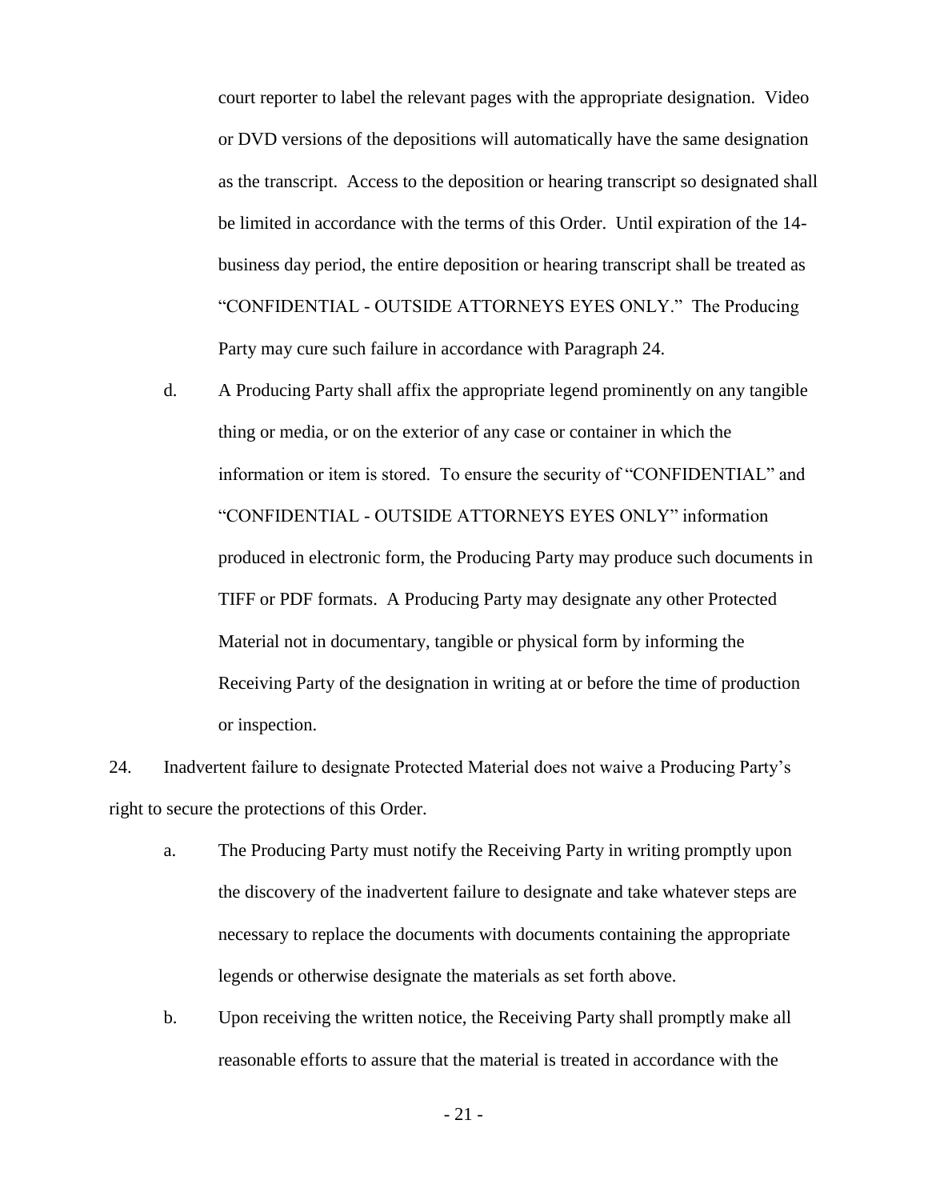court reporter to label the relevant pages with the appropriate designation. Video or DVD versions of the depositions will automatically have the same designation as the transcript. Access to the deposition or hearing transcript so designated shall be limited in accordance with the terms of this Order. Until expiration of the 14-business day period, the entire deposition or hearing transcript shall be treated as "CONFIDENTIAL - OUTSIDE ATTORNEYS EYES ONLY." The Producing Party may cure such failure in accordance with Paragraph 24.

d. A Producing Party shall affix the appropriate legend prominently on any tangible thing or media, or on the exterior of any case or container in which the information or item is stored. To ensure the security of "CONFIDENTIAL" and "CONFIDENTIAL - OUTSIDE ATTORNEYS EYES ONLY" information produced in electronic form, the Producing Party may produce such documents in TIFF or PDF formats. A Producing Party may designate any other Protected Material not in documentary, tangible or physical form by informing the Receiving Party of the designation in writing at or before the time of production or inspection.

24. Inadvertent failure to designate Protected Material does not waive a Producing Party's right to secure the protections of this Order.

a. The Producing Party must notify the Receiving Party in writing promptly upon the discovery of the inadvertent failure to designate and take whatever steps are necessary to replace the documents with documents containing the appropriate legends or otherwise designate the materials as set forth above.

b. Upon receiving the written notice, the Receiving Party shall promptly make all reasonable efforts to assure that the material is treated in accordance with the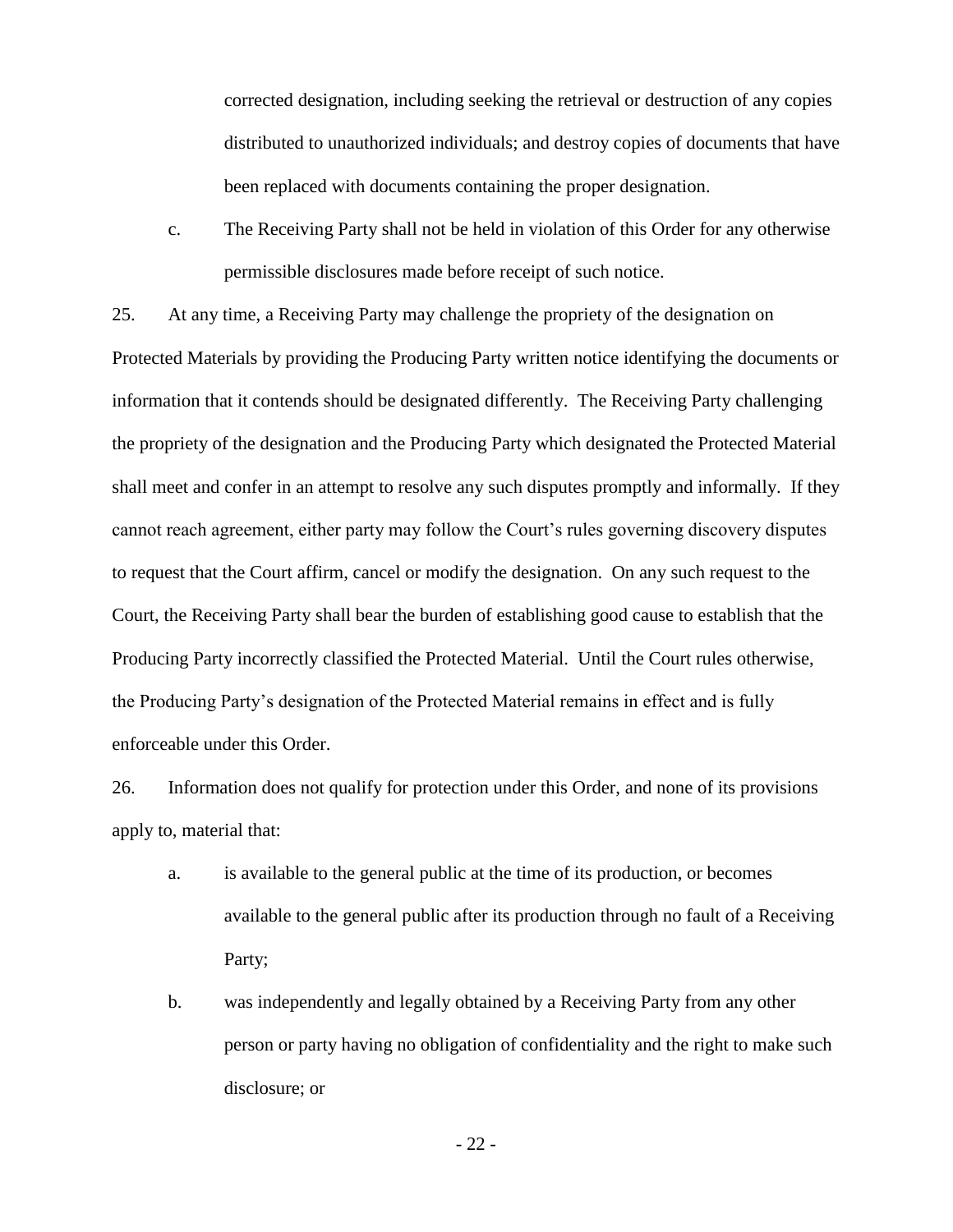corrected designation, including seeking the retrieval or destruction of any copies distributed to unauthorized individuals; and destroy copies of documents that have been replaced with documents containing the proper designation.

c. The Receiving Party shall not be held in violation of this Order for any otherwise permissible disclosures made before receipt of such notice.

25. At any time, a Receiving Party may challenge the propriety of the designation on Protected Materials by providing the Producing Party written notice identifying the documents or information that it contends should be designated differently. The Receiving Party challenging the propriety of the designation and the Producing Party which designated the Protected Material shall meet and confer in an attempt to resolve any such disputes promptly and informally. If they cannot reach agreement, either party may follow the Court's rules governing discovery disputes to request that the Court affirm, cancel or modify the designation. On any such request to the Court, the Receiving Party shall bear the burden of establishing good cause to establish that the Producing Party incorrectly classified the Protected Material. Until the Court rules otherwise, the Producing Party's designation of the Protected Material remains in effect and is fully enforceable under this Order.

26. Information does not qualify for protection under this Order, and none of its provisions apply to, material that:

a. is available to the general public at the time of its production, or becomes available to the general public after its production through no fault of a Receiving Party;

b. was independently and legally obtained by a Receiving Party from any other person or party having no obligation of confidentiality and the right to make such disclosure; or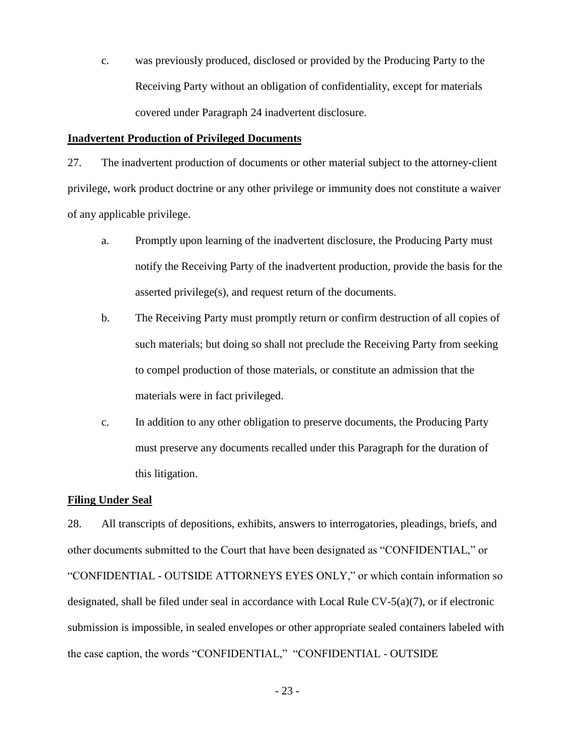c. was previously produced, disclosed or provided by the Producing Party to the Receiving Party without an obligation of confidentiality, except for materials covered under Paragraph 24 inadvertent disclosure.

**<u>Inadvertent Production of Privileged Documents</u>**

27. The inadvertent production of documents or other material subject to the attorney-client privilege, work product doctrine or any other privilege or immunity does not constitute a waiver of any applicable privilege.

a. Promptly upon learning of the inadvertent disclosure, the Producing Party must notify the Receiving Party of the inadvertent production, provide the basis for the asserted privilege(s), and request return of the documents.

b. The Receiving Party must promptly return or confirm destruction of all copies of such materials; but doing so shall not preclude the Receiving Party from seeking to compel production of those materials, or constitute an admission that the materials were in fact privileged.

c. In addition to any other obligation to preserve documents, the Producing Party must preserve any documents recalled under this Paragraph for the duration of this litigation.

**<u>Filing Under Seal</u>**

28. All transcripts of depositions, exhibits, answers to interrogatories, pleadings, briefs, and other documents submitted to the Court that have been designated as "CONFIDENTIAL," or "CONFIDENTIAL - OUTSIDE ATTORNEYS EYES ONLY," or which contain information so designated, shall be filed under seal in accordance with Local Rule CV-5(a)(7), or if electronic submission is impossible, in sealed envelopes or other appropriate sealed containers labeled with the case caption, the words "CONFIDENTIAL," "CONFIDENTIAL - OUTSIDE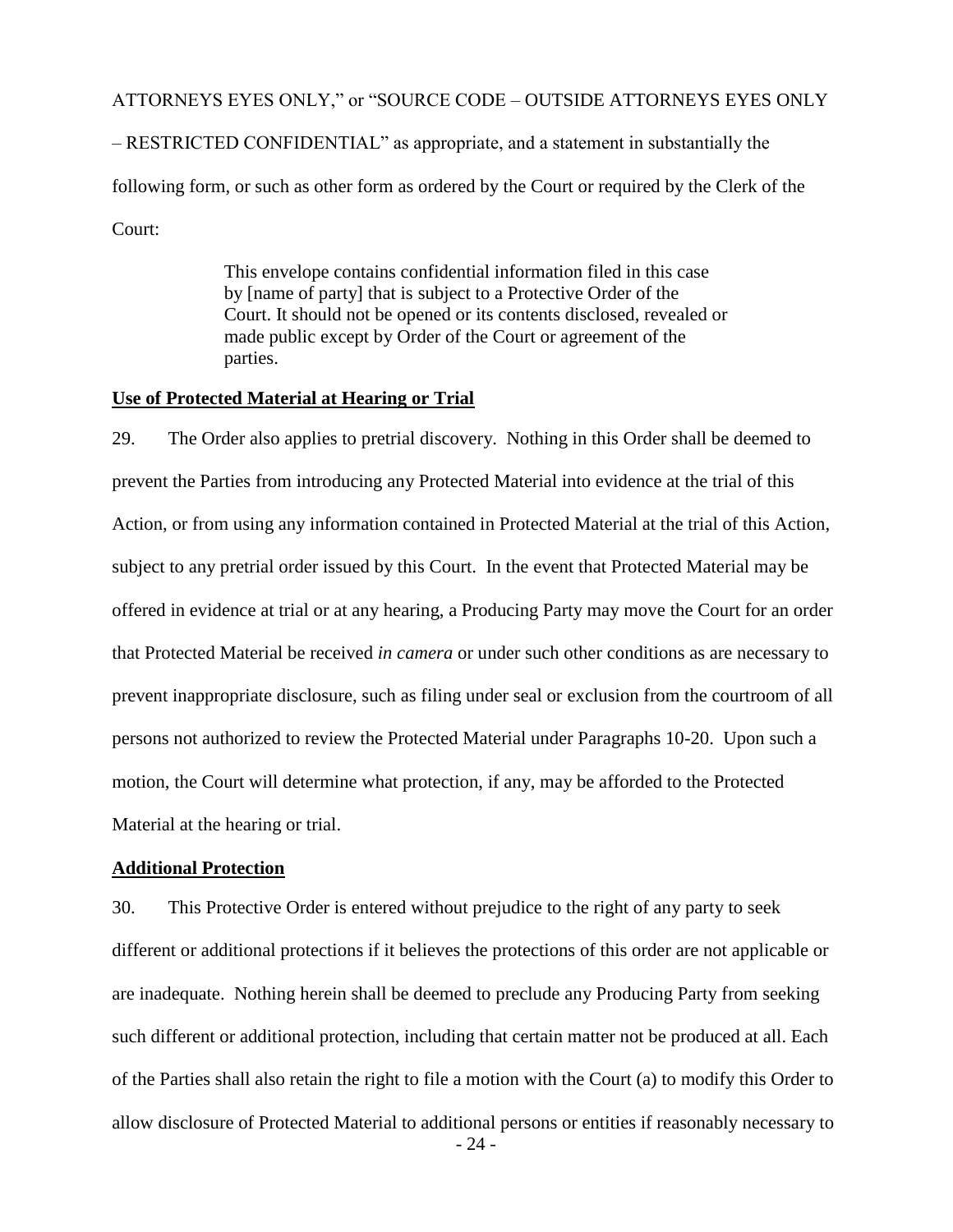ATTORNEYS EYES ONLY," or "SOURCE CODE – OUTSIDE ATTORNEYS EYES ONLY – RESTRICTED CONFIDENTIAL" as appropriate, and a statement in substantially the following form, or such as other form as ordered by the Court or required by the Clerk of the Court:

> This envelope contains confidential information filed in this case by [name of party] that is subject to a Protective Order of the Court. It should not be opened or its contents disclosed, revealed or made public except by Order of the Court or agreement of the parties.

**Use of Protected Material at Hearing or Trial**

29. The Order also applies to pretrial discovery. Nothing in this Order shall be deemed to prevent the Parties from introducing any Protected Material into evidence at the trial of this Action, or from using any information contained in Protected Material at the trial of this Action, subject to any pretrial order issued by this Court. In the event that Protected Material may be offered in evidence at trial or at any hearing, a Producing Party may move the Court for an order that Protected Material be received *in camera* or under such other conditions as are necessary to prevent inappropriate disclosure, such as filing under seal or exclusion from the courtroom of all persons not authorized to review the Protected Material under Paragraphs 10-20. Upon such a motion, the Court will determine what protection, if any, may be afforded to the Protected Material at the hearing or trial.

**Additional Protection**

30. This Protective Order is entered without prejudice to the right of any party to seek different or additional protections if it believes the protections of this order are not applicable or are inadequate. Nothing herein shall be deemed to preclude any Producing Party from seeking such different or additional protection, including that certain matter not be produced at all. Each of the Parties shall also retain the right to file a motion with the Court (a) to modify this Order to allow disclosure of Protected Material to additional persons or entities if reasonably necessary to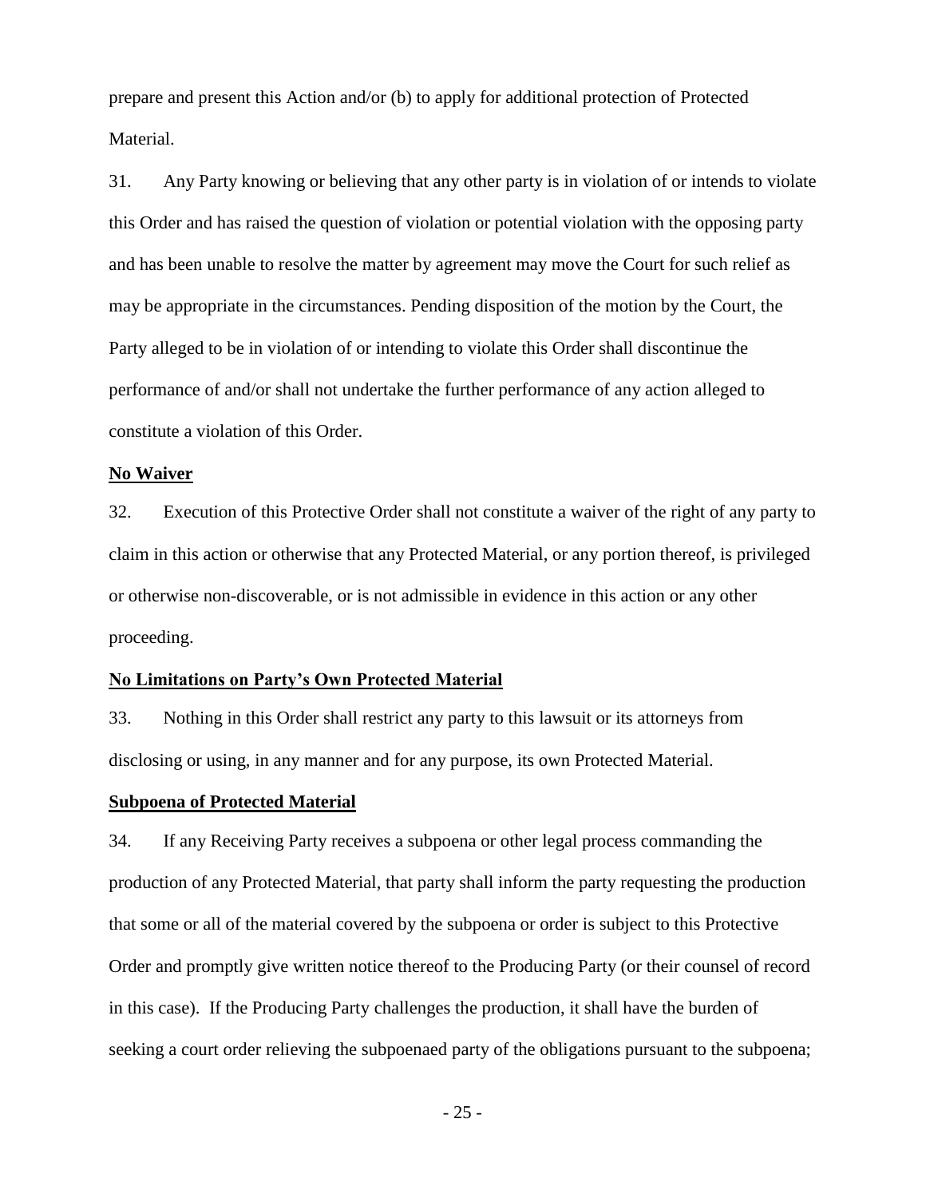prepare and present this Action and/or (b) to apply for additional protection of Protected Material.

31. Any Party knowing or believing that any other party is in violation of or intends to violate this Order and has raised the question of violation or potential violation with the opposing party and has been unable to resolve the matter by agreement may move the Court for such relief as may be appropriate in the circumstances. Pending disposition of the motion by the Court, the Party alleged to be in violation of or intending to violate this Order shall discontinue the performance of and/or shall not undertake the further performance of any action alleged to constitute a violation of this Order.

**No Waiver**

32. Execution of this Protective Order shall not constitute a waiver of the right of any party to claim in this action or otherwise that any Protected Material, or any portion thereof, is privileged or otherwise non-discoverable, or is not admissible in evidence in this action or any other proceeding.

**No Limitations on Party's Own Protected Material**

33. Nothing in this Order shall restrict any party to this lawsuit or its attorneys from disclosing or using, in any manner and for any purpose, its own Protected Material.

**Subpoena of Protected Material**

34. If any Receiving Party receives a subpoena or other legal process commanding the production of any Protected Material, that party shall inform the party requesting the production that some or all of the material covered by the subpoena or order is subject to this Protective Order and promptly give written notice thereof to the Producing Party (or their counsel of record in this case). If the Producing Party challenges the production, it shall have the burden of seeking a court order relieving the subpoenaed party of the obligations pursuant to the subpoena;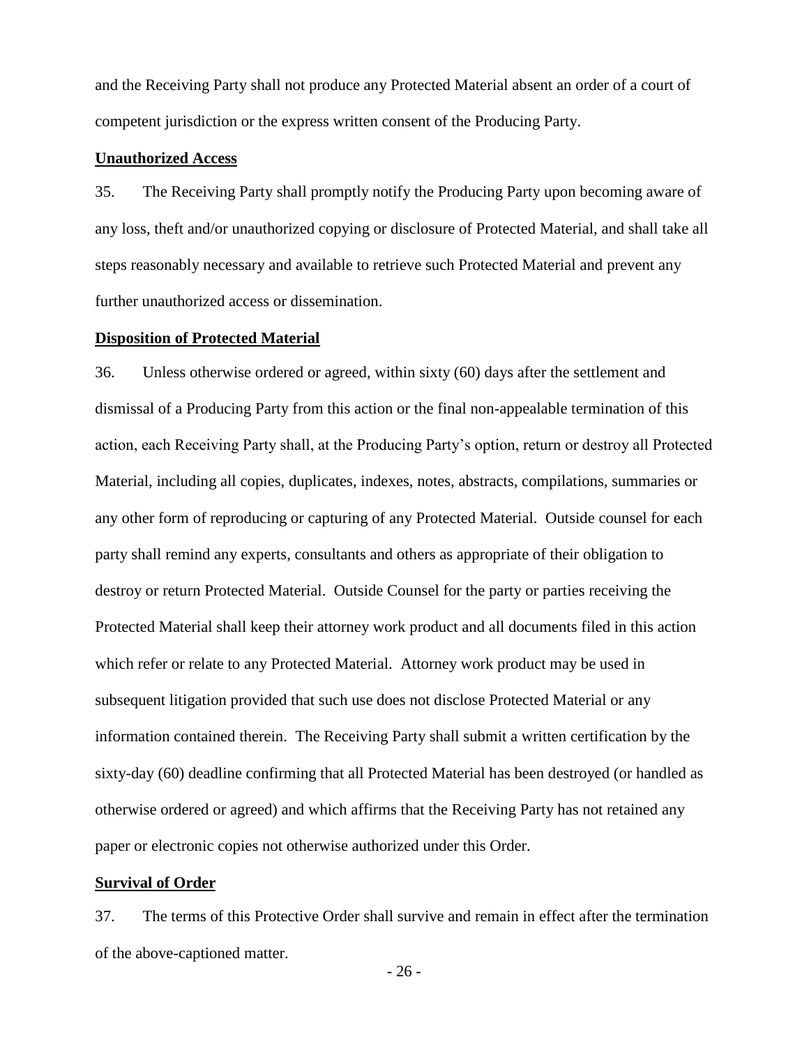and the Receiving Party shall not produce any Protected Material absent an order of a court of competent jurisdiction or the express written consent of the Producing Party.

**Unauthorized Access**

35. The Receiving Party shall promptly notify the Producing Party upon becoming aware of any loss, theft and/or unauthorized copying or disclosure of Protected Material, and shall take all steps reasonably necessary and available to retrieve such Protected Material and prevent any further unauthorized access or dissemination.

**Disposition of Protected Material**

36. Unless otherwise ordered or agreed, within sixty (60) days after the settlement and dismissal of a Producing Party from this action or the final non-appealable termination of this action, each Receiving Party shall, at the Producing Party's option, return or destroy all Protected Material, including all copies, duplicates, indexes, notes, abstracts, compilations, summaries or any other form of reproducing or capturing of any Protected Material. Outside counsel for each party shall remind any experts, consultants and others as appropriate of their obligation to destroy or return Protected Material. Outside Counsel for the party or parties receiving the Protected Material shall keep their attorney work product and all documents filed in this action which refer or relate to any Protected Material. Attorney work product may be used in subsequent litigation provided that such use does not disclose Protected Material or any information contained therein. The Receiving Party shall submit a written certification by the sixty-day (60) deadline confirming that all Protected Material has been destroyed (or handled as otherwise ordered or agreed) and which affirms that the Receiving Party has not retained any paper or electronic copies not otherwise authorized under this Order.

**Survival of Order**

37. The terms of this Protective Order shall survive and remain in effect after the termination of the above-captioned matter.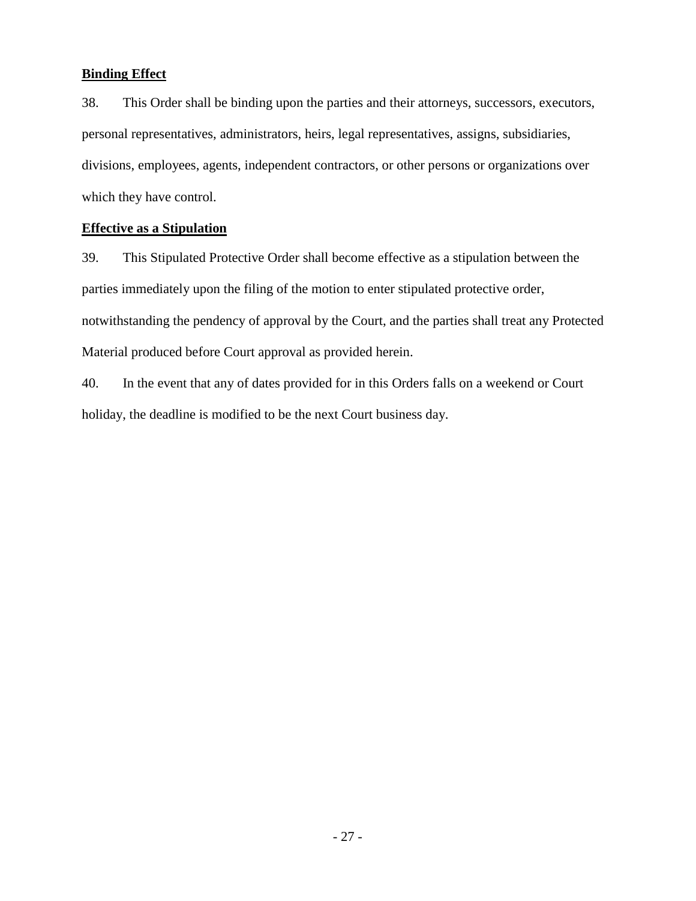**Binding Effect**

38. This Order shall be binding upon the parties and their attorneys, successors, executors, personal representatives, administrators, heirs, legal representatives, assigns, subsidiaries, divisions, employees, agents, independent contractors, or other persons or organizations over which they have control.

**Effective as a Stipulation**

39. This Stipulated Protective Order shall become effective as a stipulation between the parties immediately upon the filing of the motion to enter stipulated protective order, notwithstanding the pendency of approval by the Court, and the parties shall treat any Protected Material produced before Court approval as provided herein.

40. In the event that any of dates provided for in this Orders falls on a weekend or Court holiday, the deadline is modified to be the next Court business day.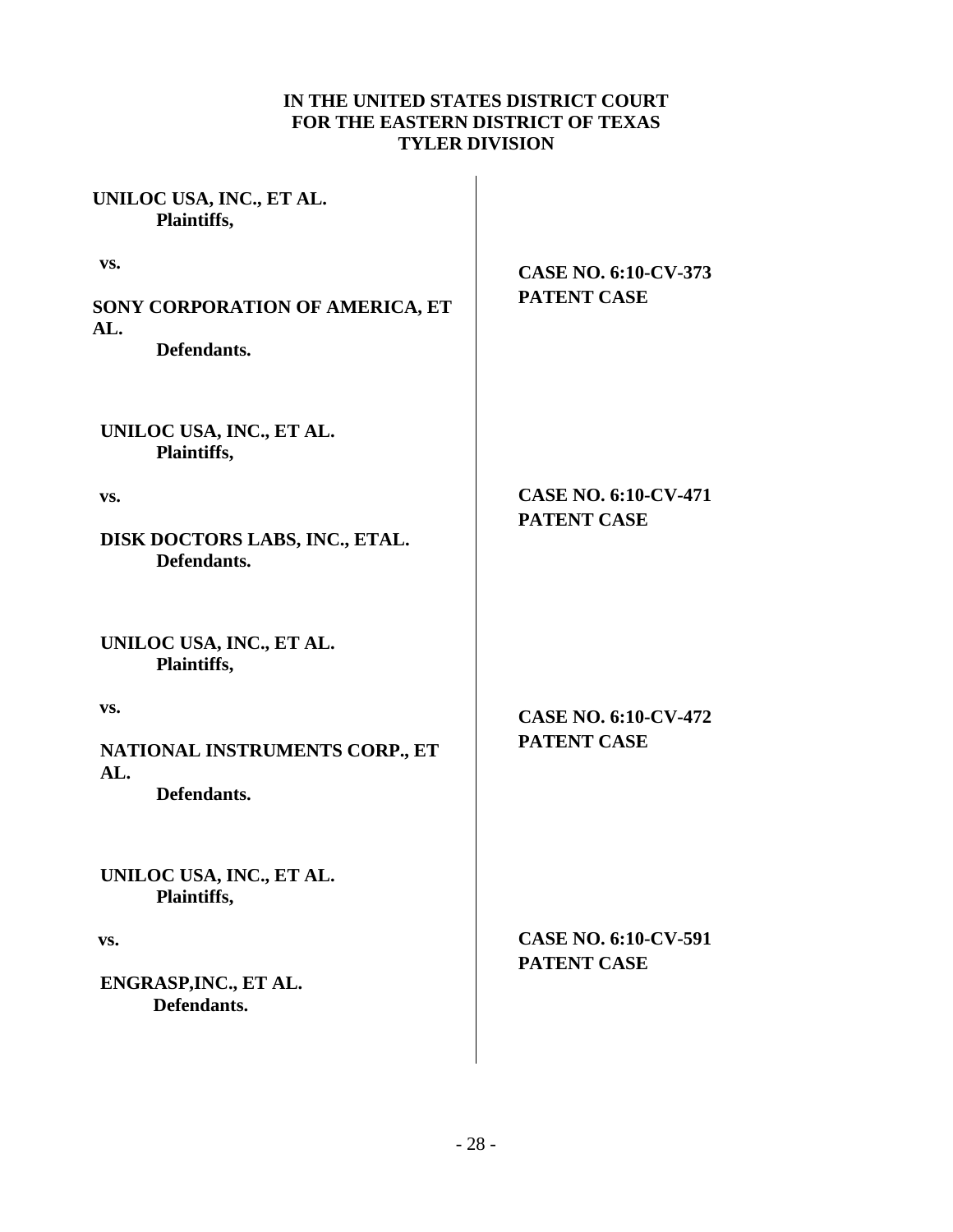**IN THE UNITED STATES DISTRICT COURT**
**FOR THE EASTERN DISTRICT OF TEXAS**
**TYLER DIVISION**

| | |
|---|---|
| **UNILOC USA, INC., ET AL.**<br>**Plaintiffs,**<br><br>**vs.**<br><br>**SONY CORPORATION OF AMERICA, ET AL.**<br>**Defendants.** | **CASE NO. 6:10-CV-373**<br>**PATENT CASE** |
| **UNILOC USA, INC., ET AL.**<br>**Plaintiffs,**<br><br>**vs.**<br><br>**DISK DOCTORS LABS, INC., ETAL.**<br>**Defendants.** | **CASE NO. 6:10-CV-471**<br>**PATENT CASE** |
| **UNILOC USA, INC., ET AL.**<br>**Plaintiffs,**<br><br>**vs.**<br><br>**NATIONAL INSTRUMENTS CORP., ET AL.**<br>**Defendants.** | **CASE NO. 6:10-CV-472**<br>**PATENT CASE** |
| **UNILOC USA, INC., ET AL.**<br>**Plaintiffs,**<br><br>**vs.**<br><br>**ENGRASP,INC., ET AL.**<br>**Defendants.** | **CASE NO. 6:10-CV-591**<br>**PATENT CASE** |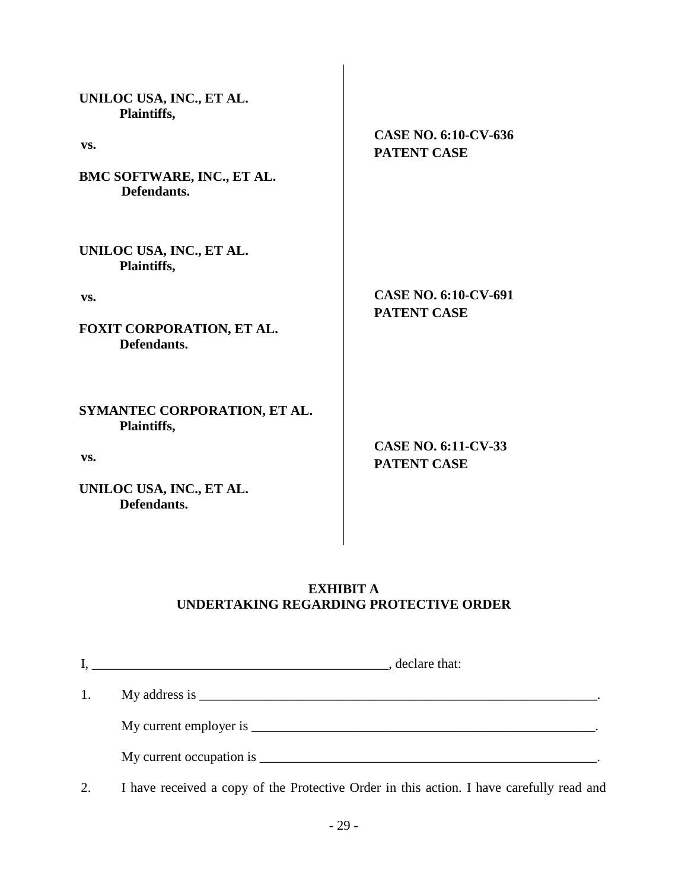| | |
|---|---|
| **UNILOC USA, INC., ET AL.**<br>**Plaintiffs,**<br><br>**vs.**<br><br>**BMC SOFTWARE, INC., ET AL.**<br>**Defendants.** | **CASE NO. 6:10-CV-636**<br>**PATENT CASE** |
| **UNILOC USA, INC., ET AL.**<br>**Plaintiffs,**<br><br>**vs.**<br><br>**FOXIT CORPORATION, ET AL.**<br>**Defendants.** | **CASE NO. 6:10-CV-691**<br>**PATENT CASE** |
| **SYMANTEC CORPORATION, ET AL.**<br>**Plaintiffs,**<br><br>**vs.**<br><br>**UNILOC USA, INC., ET AL.**<br>**Defendants.** | **CASE NO. 6:11-CV-33**<br>**PATENT CASE** |

**EXHIBIT A**
**UNDERTAKING REGARDING PROTECTIVE ORDER**

I, ____________________________________________, declare that:

1. My address is ______________________________________________________________.

   My current employer is ____________________________________________________.

   My current occupation is ___________________________________________________.

2. I have received a copy of the Protective Order in this action. I have carefully read and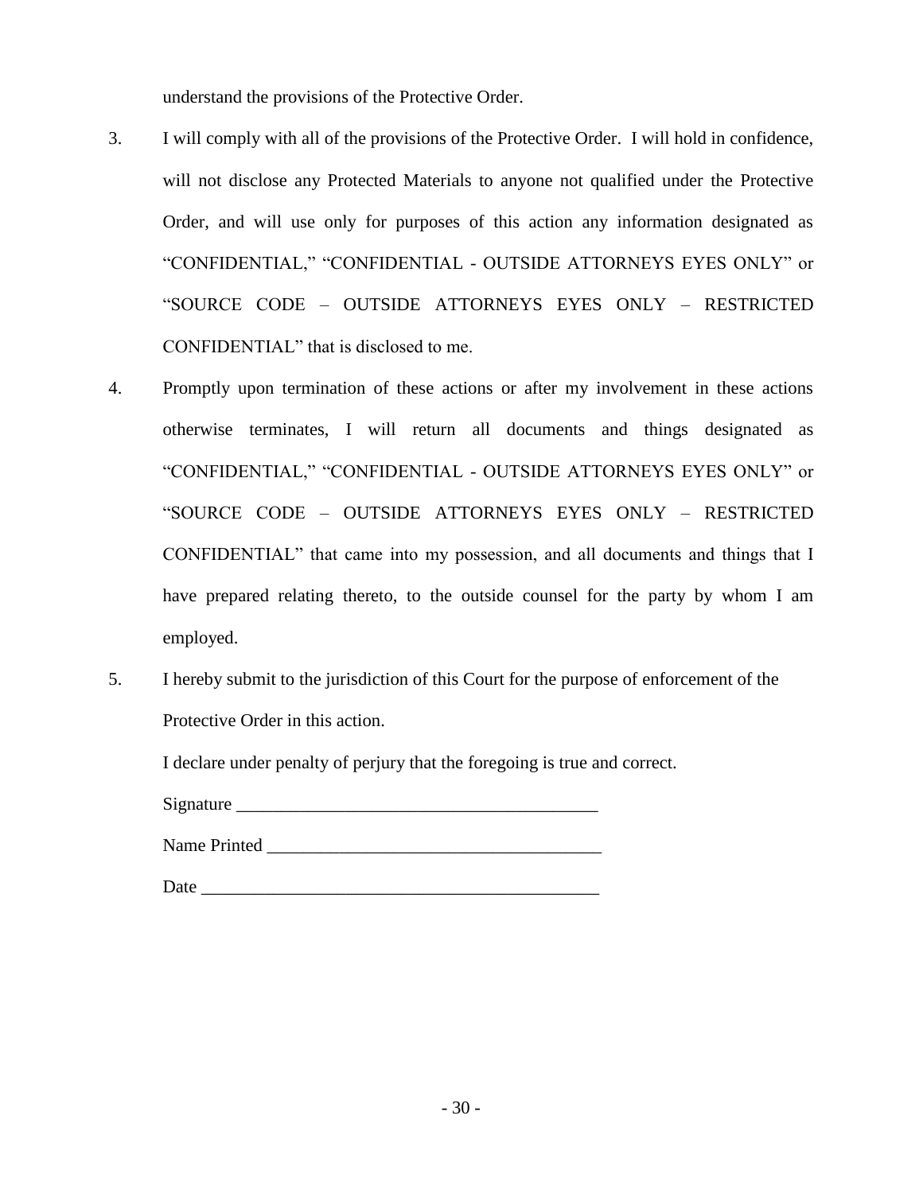understand the provisions of the Protective Order.

3. I will comply with all of the provisions of the Protective Order. I will hold in confidence, will not disclose any Protected Materials to anyone not qualified under the Protective Order, and will use only for purposes of this action any information designated as "CONFIDENTIAL," "CONFIDENTIAL - OUTSIDE ATTORNEYS EYES ONLY" or "SOURCE CODE – OUTSIDE ATTORNEYS EYES ONLY – RESTRICTED CONFIDENTIAL" that is disclosed to me.

4. Promptly upon termination of these actions or after my involvement in these actions otherwise terminates, I will return all documents and things designated as "CONFIDENTIAL," "CONFIDENTIAL - OUTSIDE ATTORNEYS EYES ONLY" or "SOURCE CODE – OUTSIDE ATTORNEYS EYES ONLY – RESTRICTED CONFIDENTIAL" that came into my possession, and all documents and things that I have prepared relating thereto, to the outside counsel for the party by whom I am employed.

5. I hereby submit to the jurisdiction of this Court for the purpose of enforcement of the Protective Order in this action.

I declare under penalty of perjury that the foregoing is true and correct.

Signature ________________________________________

Name Printed _____________________________________

Date ____________________________________________